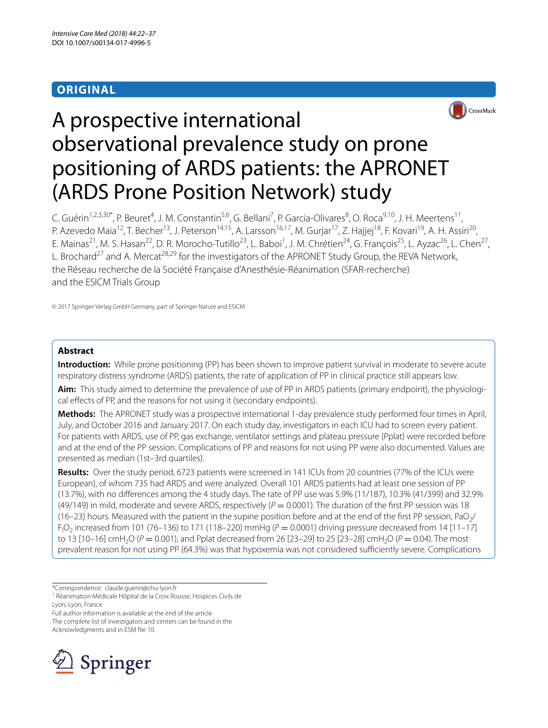**ORIGINAL**

# A prospective international observational prevalence study on prone positioning of ARDS patients: the APRONET (ARDS Prone Position Network) study

C. Guérin[1,2,3,30*], P. Beuret[4], J. M. Constantin[5,6], G. Bellani[7], P. Garcia-Olivares[8], O. Roca[9,10], J. H. Meertens[11], P. Azevedo Maia[12], T. Becher[13], J. Peterson[14,15], A. Larsson[16,17], M. Gurjar[17], Z. Hajjej[18], F. Kovari[19], A. H. Assiri[20], E. Mainas[21], M. S. Hasan[22], D. R. Morocho-Tutillo[23], L. Baboi[1], J. M. Chrétien[24], G. François[25], L. Ayzac[26], L. Chen[27], L. Brochard[27] and A. Mercat[28,29] for the investigators of the APRONET Study Group, the REVA Network, the Réseau recherche de la Société Française d'Anesthésie-Réanimation (SFAR-recherche) and the ESICM Trials Group

© 2017 Springer-Verlag GmbH Germany, part of Springer Nature and ESICM

## Abstract

**Introduction:** While prone positioning (PP) has been shown to improve patient survival in moderate to severe acute respiratory distress syndrome (ARDS) patients, the rate of application of PP in clinical practice still appears low.

**Aim:** This study aimed to determine the prevalence of use of PP in ARDS patients (primary endpoint), the physiological effects of PP, and the reasons for not using it (secondary endpoints).

**Methods:** The APRONET study was a prospective international 1-day prevalence study performed four times in April, July, and October 2016 and January 2017. On each study day, investigators in each ICU had to screen every patient. For patients with ARDS, use of PP, gas exchange, ventilator settings and plateau pressure (Pplat) were recorded before and at the end of the PP session. Complications of PP and reasons for not using PP were also documented. Values are presented as median (1st–3rd quartiles).

**Results:** Over the study period, 6723 patients were screened in 141 ICUs from 20 countries (77% of the ICUs were European), of whom 735 had ARDS and were analyzed. Overall 101 ARDS patients had at least one session of PP (13.7%), with no differences among the 4 study days. The rate of PP use was 5.9% (11/187), 10.3% (41/399) and 32.9% (49/149) in mild, moderate and severe ARDS, respectively ($P = 0.0001$). The duration of the first PP session was 18 (16–23) hours. Measured with the patient in the supine position before and at the end of the first PP session, $PaO_2/F_IO_2$ increased from 101 (76–136) to 171 (118–220) mmHg ($P = 0.0001$) driving pressure decreased from 14 [11–17] to 13 [10–16] $cmH_2O$ ($P = 0.001$), and Pplat decreased from 26 [23–29] to 25 [23–28] $cmH_2O$ ($P = 0.04$). The most prevalent reason for not using PP (64.3%) was that hypoxemia was not considered sufficiently severe. Complications

*Correspondence: claude.guerin@chu-lyon.fr
[1] Réanimation Médicale Hôpital de la Croix Rousse, Hospices Civils de Lyon, Lyon, France
Full author information is available at the end of the article
The complete list of investigators and centers can be found in the Acknowledgments and in ESM file 10.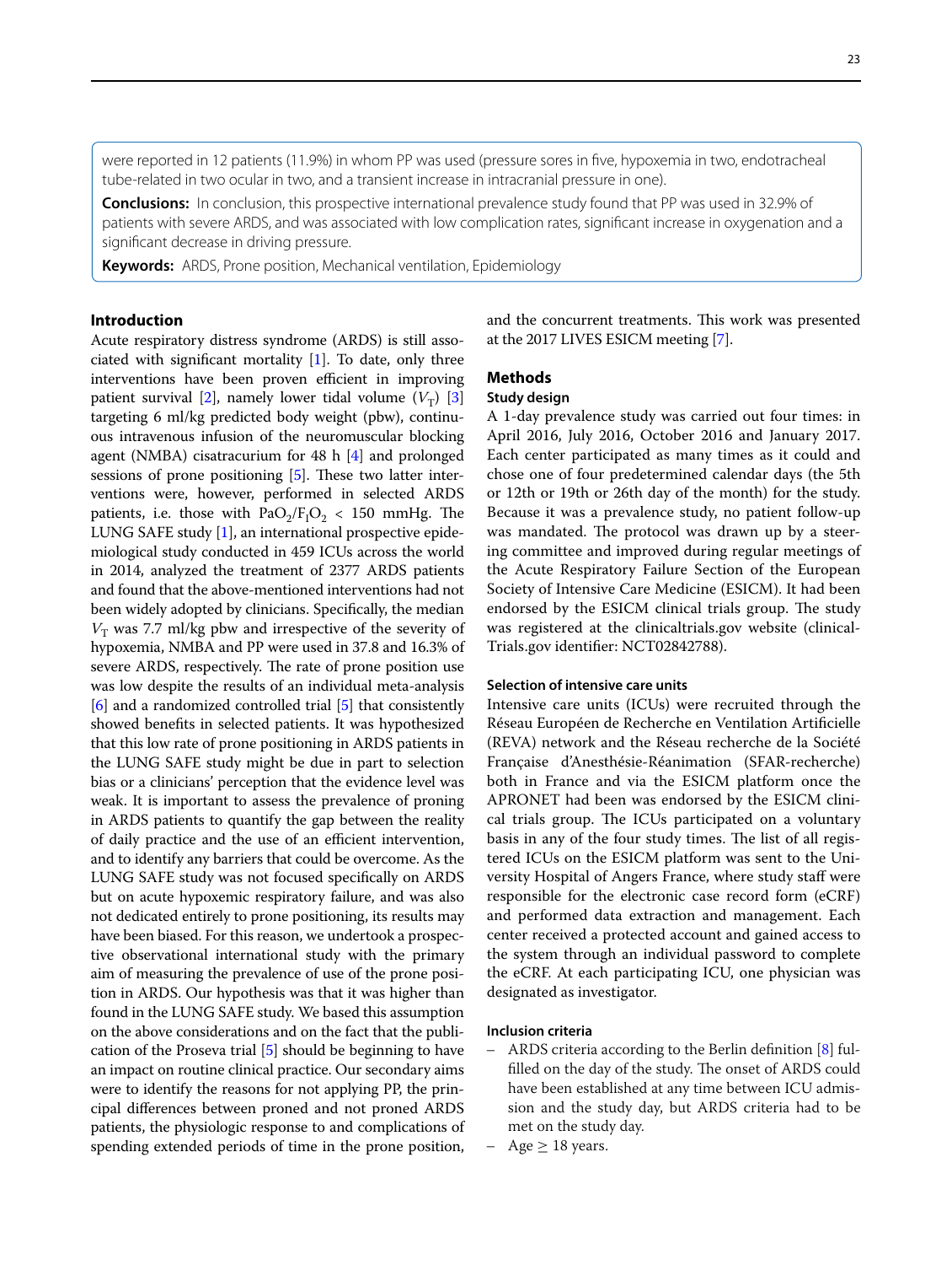were reported in 12 patients (11.9%) in whom PP was used (pressure sores in five, hypoxemia in two, endotracheal tube-related in two ocular in two, and a transient increase in intracranial pressure in one).

**Conclusions:** In conclusion, this prospective international prevalence study found that PP was used in 32.9% of patients with severe ARDS, and was associated with low complication rates, significant increase in oxygenation and a significant decrease in driving pressure.

**Keywords:** ARDS, Prone position, Mechanical ventilation, Epidemiology

## Introduction

Acute respiratory distress syndrome (ARDS) is still associated with significant mortality [1]. To date, only three interventions have been proven efficient in improving patient survival [2], namely lower tidal volume ($V_T$) [3] targeting 6 ml/kg predicted body weight (pbw), continuous intravenous infusion of the neuromuscular blocking agent (NMBA) cisatracurium for 48 h [4] and prolonged sessions of prone positioning [5]. These two latter interventions were, however, performed in selected ARDS patients, i.e. those with $PaO_2/F_IO_2$ < 150 mmHg. The LUNG SAFE study [1], an international prospective epidemiological study conducted in 459 ICUs across the world in 2014, analyzed the treatment of 2377 ARDS patients and found that the above-mentioned interventions had not been widely adopted by clinicians. Specifically, the median $V_T$ was 7.7 ml/kg pbw and irrespective of the severity of hypoxemia, NMBA and PP were used in 37.8 and 16.3% of severe ARDS, respectively. The rate of prone position use was low despite the results of an individual meta-analysis [6] and a randomized controlled trial [5] that consistently showed benefits in selected patients. It was hypothesized that this low rate of prone positioning in ARDS patients in the LUNG SAFE study might be due in part to selection bias or a clinicians' perception that the evidence level was weak. It is important to assess the prevalence of proning in ARDS patients to quantify the gap between the reality of daily practice and the use of an efficient intervention, and to identify any barriers that could be overcome. As the LUNG SAFE study was not focused specifically on ARDS but on acute hypoxemic respiratory failure, and was also not dedicated entirely to prone positioning, its results may have been biased. For this reason, we undertook a prospective observational international study with the primary aim of measuring the prevalence of use of the prone position in ARDS. Our hypothesis was that it was higher than found in the LUNG SAFE study. We based this assumption on the above considerations and on the fact that the publication of the Proseva trial [5] should be beginning to have an impact on routine clinical practice. Our secondary aims were to identify the reasons for not applying PP, the principal differences between proned and not proned ARDS patients, the physiologic response to and complications of spending extended periods of time in the prone position, and the concurrent treatments. This work was presented at the 2017 LIVES ESICM meeting [7].

## Methods

### Study design

A 1-day prevalence study was carried out four times: in April 2016, July 2016, October 2016 and January 2017. Each center participated as many times as it could and chose one of four predetermined calendar days (the 5th or 12th or 19th or 26th day of the month) for the study. Because it was a prevalence study, no patient follow-up was mandated. The protocol was drawn up by a steering committee and improved during regular meetings of the Acute Respiratory Failure Section of the European Society of Intensive Care Medicine (ESICM). It had been endorsed by the ESICM clinical trials group. The study was registered at the clinicaltrials.gov website (clinicalTrials.gov identifier: NCT02842788).

### Selection of intensive care units

Intensive care units (ICUs) were recruited through the Réseau Européen de Recherche en Ventilation Artificielle (REVA) network and the Réseau recherche de la Société Française d'Anesthésie-Réanimation (SFAR-recherche) both in France and via the ESICM platform once the APRONET had been was endorsed by the ESICM clinical trials group. The ICUs participated on a voluntary basis in any of the four study times. The list of all registered ICUs on the ESICM platform was sent to the University Hospital of Angers France, where study staff were responsible for the electronic case record form (eCRF) and performed data extraction and management. Each center received a protected account and gained access to the system through an individual password to complete the eCRF. At each participating ICU, one physician was designated as investigator.

### Inclusion criteria

- ARDS criteria according to the Berlin definition [8] fulfilled on the day of the study. The onset of ARDS could have been established at any time between ICU admission and the study day, but ARDS criteria had to be met on the study day.
- Age ≥ 18 years.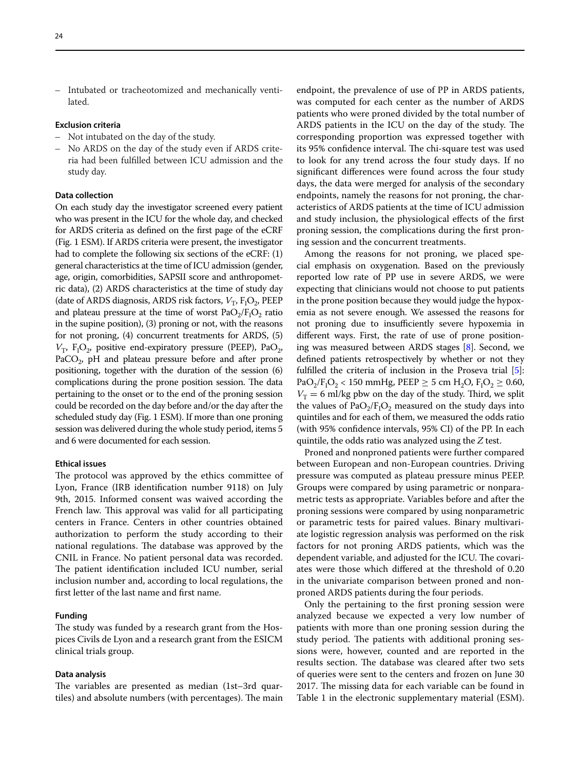– Intubated or tracheotomized and mechanically ventilated.

### Exclusion criteria

– Not intubated on the day of the study.
– No ARDS on the day of the study even if ARDS criteria had been fulfilled between ICU admission and the study day.

### Data collection

On each study day the investigator screened every patient who was present in the ICU for the whole day, and checked for ARDS criteria as defined on the first page of the eCRF (Fig. 1 ESM). If ARDS criteria were present, the investigator had to complete the following six sections of the eCRF: (1) general characteristics at the time of ICU admission (gender, age, origin, comorbidities, SAPSII score and anthropometric data), (2) ARDS characteristics at the time of study day (date of ARDS diagnosis, ARDS risk factors, $V_T$, $F_IO_2$, PEEP and plateau pressure at the time of worst $PaO_2/F_IO_2$ ratio in the supine position), (3) proning or not, with the reasons for not proning, (4) concurrent treatments for ARDS, (5) $V_T$, $F_IO_2$, positive end-expiratory pressure (PEEP), $PaO_2$, $PaCO_2$, pH and plateau pressure before and after prone positioning, together with the duration of the session (6) complications during the prone position session. The data pertaining to the onset or to the end of the proning session could be recorded on the day before and/or the day after the scheduled study day (Fig. 1 ESM). If more than one proning session was delivered during the whole study period, items 5 and 6 were documented for each session.

### Ethical issues

The protocol was approved by the ethics committee of Lyon, France (IRB identification number 9118) on July 9th, 2015. Informed consent was waived according the French law. This approval was valid for all participating centers in France. Centers in other countries obtained authorization to perform the study according to their national regulations. The database was approved by the CNIL in France. No patient personal data was recorded. The patient identification included ICU number, serial inclusion number and, according to local regulations, the first letter of the last name and first name.

### Funding

The study was funded by a research grant from the Hospices Civils de Lyon and a research grant from the ESICM clinical trials group.

### Data analysis

The variables are presented as median (1st–3rd quartiles) and absolute numbers (with percentages). The main endpoint, the prevalence of use of PP in ARDS patients, was computed for each center as the number of ARDS patients who were proned divided by the total number of ARDS patients in the ICU on the day of the study. The corresponding proportion was expressed together with its 95% confidence interval. The chi-square test was used to look for any trend across the four study days. If no significant differences were found across the four study days, the data were merged for analysis of the secondary endpoints, namely the reasons for not proning, the characteristics of ARDS patients at the time of ICU admission and study inclusion, the physiological effects of the first proning session, the complications during the first proning session and the concurrent treatments.

Among the reasons for not proning, we placed special emphasis on oxygenation. Based on the previously reported low rate of PP use in severe ARDS, we were expecting that clinicians would not choose to put patients in the prone position because they would judge the hypoxemia as not severe enough. We assessed the reasons for not proning due to insufficiently severe hypoxemia in different ways. First, the rate of use of prone positioning was measured between ARDS stages [8]. Second, we defined patients retrospectively by whether or not they fulfilled the criteria of inclusion in the Proseva trial [5]: $PaO_2/F_IO_2 < 150$ mmHg, PEEP $\geq 5$ cm $H_2O$, $F_IO_2 \geq 0.60$, $V_T = 6$ ml/kg pbw on the day of the study. Third, we split the values of $PaO_2/F_IO_2$ measured on the study days into quintiles and for each of them, we measured the odds ratio (with 95% confidence intervals, 95% CI) of the PP. In each quintile, the odds ratio was analyzed using the *Z* test.

Proned and nonproned patients were further compared between European and non-European countries. Driving pressure was computed as plateau pressure minus PEEP. Groups were compared by using parametric or nonparametric tests as appropriate. Variables before and after the proning sessions were compared by using nonparametric or parametric tests for paired values. Binary multivariate logistic regression analysis was performed on the risk factors for not proning ARDS patients, which was the dependent variable, and adjusted for the ICU. The covariates were those which differed at the threshold of 0.20 in the univariate comparison between proned and nonproned ARDS patients during the four periods.

Only the pertaining to the first proning session were analyzed because we expected a very low number of patients with more than one proning session during the study period. The patients with additional proning sessions were, however, counted and are reported in the results section. The database was cleared after two sets of queries were sent to the centers and frozen on June 30 2017. The missing data for each variable can be found in Table 1 in the electronic supplementary material (ESM).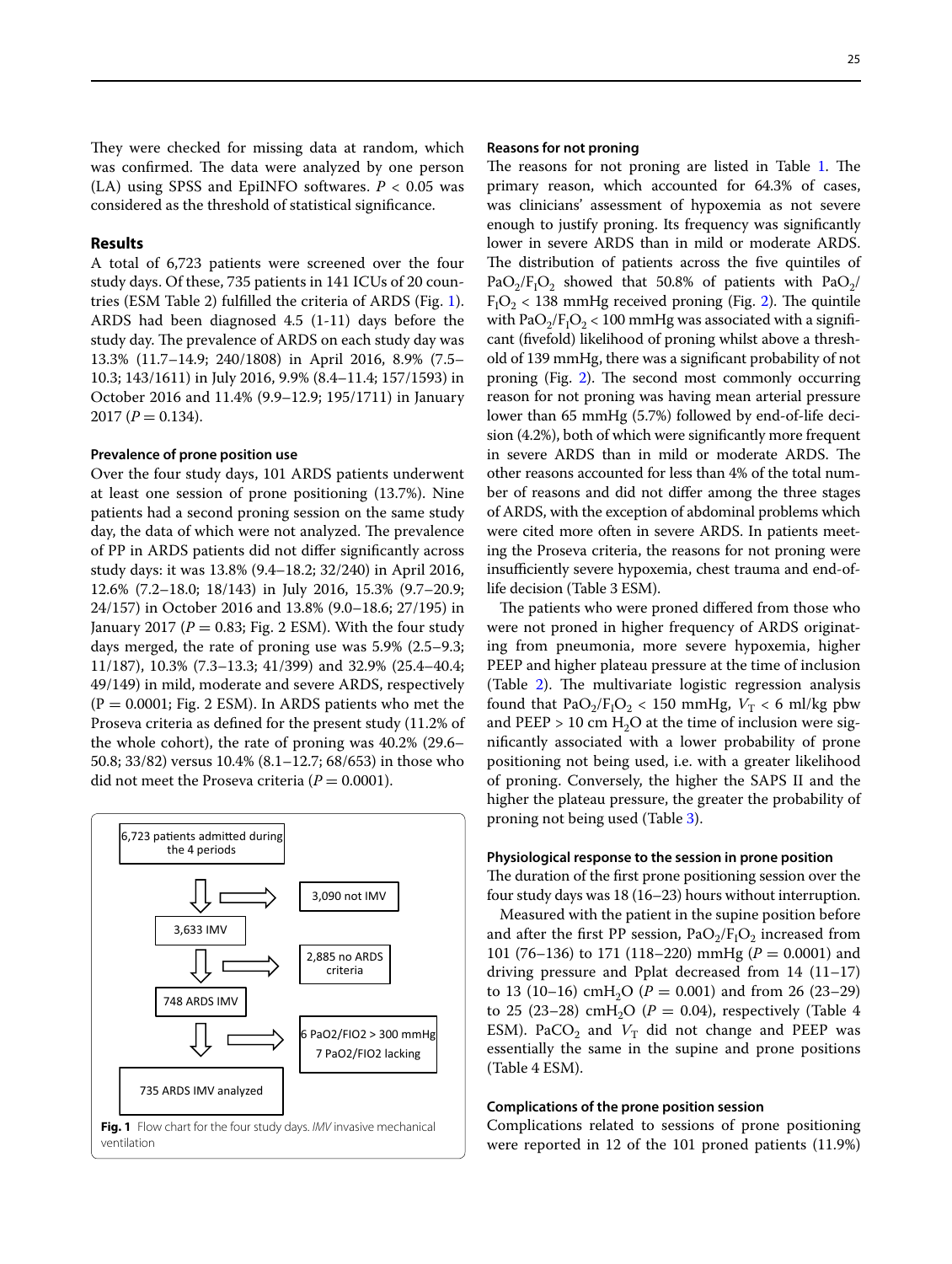They were checked for missing data at random, which was confirmed. The data were analyzed by one person (LA) using SPSS and EpiINFO softwares. $P < 0.05$ was considered as the threshold of statistical significance.

## Results

A total of 6,723 patients were screened over the four study days. Of these, 735 patients in 141 ICUs of 20 countries (ESM Table 2) fulfilled the criteria of ARDS (Fig. 1). ARDS had been diagnosed 4.5 (1-11) days before the study day. The prevalence of ARDS on each study day was 13.3% (11.7–14.9; 240/1808) in April 2016, 8.9% (7.5–10.3; 143/1611) in July 2016, 9.9% (8.4–11.4; 157/1593) in October 2016 and 11.4% (9.9–12.9; 195/1711) in January 2017 ($P = 0.134$).

### Prevalence of prone position use

Over the four study days, 101 ARDS patients underwent at least one session of prone positioning (13.7%). Nine patients had a second proning session on the same study day, the data of which were not analyzed. The prevalence of PP in ARDS patients did not differ significantly across study days: it was 13.8% (9.4–18.2; 32/240) in April 2016, 12.6% (7.2–18.0; 18/143) in July 2016, 15.3% (9.7–20.9; 24/157) in October 2016 and 13.8% (9.0–18.6; 27/195) in January 2017 ($P = 0.83$; Fig. 2 ESM). With the four study days merged, the rate of proning use was 5.9% (2.5–9.3; 11/187), 10.3% (7.3–13.3; 41/399) and 32.9% (25.4–40.4; 49/149) in mild, moderate and severe ARDS, respectively ($P = 0.0001$; Fig. 2 ESM). In ARDS patients who met the Proseva criteria as defined for the present study (11.2% of the whole cohort), the rate of proning was 40.2% (29.6–50.8; 33/82) versus 10.4% (8.1–12.7; 68/653) in those who did not meet the Proseva criteria ($P = 0.0001$).

6,723 patients admitted during the 4 periods → 3,090 not IMV
3,633 IMV → 2,885 no ARDS criteria
748 ARDS IMV → 6 PaO2/FIO2 > 300 mmHg; 7 PaO2/FIO2 lacking
735 ARDS IMV analyzed

**Fig. 1** Flow chart for the four study days. *IMV* invasive mechanical ventilation

### Reasons for not proning

The reasons for not proning are listed in Table 1. The primary reason, which accounted for 64.3% of cases, was clinicians' assessment of hypoxemia as not severe enough to justify proning. Its frequency was significantly lower in severe ARDS than in mild or moderate ARDS. The distribution of patients across the five quintiles of $PaO_2/F_IO_2$ showed that 50.8% of patients with $PaO_2/F_IO_2 < 138$ mmHg received proning (Fig. 2). The quintile with $PaO_2/F_IO_2 < 100$ mmHg was associated with a significant (fivefold) likelihood of proning whilst above a threshold of 139 mmHg, there was a significant probability of not proning (Fig. 2). The second most commonly occurring reason for not proning was having mean arterial pressure lower than 65 mmHg (5.7%) followed by end-of-life decision (4.2%), both of which were significantly more frequent in severe ARDS than in mild or moderate ARDS. The other reasons accounted for less than 4% of the total number of reasons and did not differ among the three stages of ARDS, with the exception of abdominal problems which were cited more often in severe ARDS. In patients meeting the Proseva criteria, the reasons for not proning were insufficiently severe hypoxemia, chest trauma and end-of-life decision (Table 3 ESM).

The patients who were proned differed from those who were not proned in higher frequency of ARDS originating from pneumonia, more severe hypoxemia, higher PEEP and higher plateau pressure at the time of inclusion (Table 2). The multivariate logistic regression analysis found that $PaO_2/F_IO_2 < 150$ mmHg, $V_T < 6$ ml/kg pbw and PEEP > 10 cm $H_2O$ at the time of inclusion were significantly associated with a lower probability of prone positioning not being used, i.e. with a greater likelihood of proning. Conversely, the higher the SAPS II and the higher the plateau pressure, the greater the probability of proning not being used (Table 3).

### Physiological response to the session in prone position

The duration of the first prone positioning session over the four study days was 18 (16–23) hours without interruption.

Measured with the patient in the supine position before and after the first PP session, $PaO_2/F_IO_2$ increased from 101 (76–136) to 171 (118–220) mmHg ($P = 0.0001$) and driving pressure and Pplat decreased from 14 (11–17) to 13 (10–16) $cmH_2O$ ($P = 0.001$) and from 26 (23–29) to 25 (23–28) $cmH_2O$ ($P = 0.04$), respectively (Table 4 ESM). $PaCO_2$ and $V_T$ did not change and PEEP was essentially the same in the supine and prone positions (Table 4 ESM).

### Complications of the prone position session

Complications related to sessions of prone positioning were reported in 12 of the 101 proned patients (11.9%)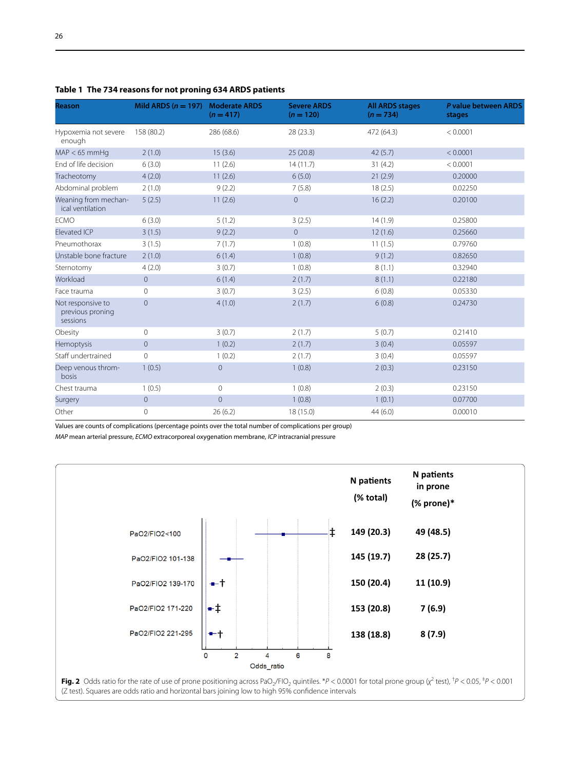**Table 1 The 734 reasons for not proning 634 ARDS patients**

| Reason | Mild ARDS ($n = 197$) | Moderate ARDS ($n = 417$) | Severe ARDS ($n = 120$) | All ARDS stages ($n = 734$) | *P* value between ARDS stages |
|---|---|---|---|---|---|
| Hypoxemia not severe enough | 158 (80.2) | 286 (68.6) | 28 (23.3) | 472 (64.3) | < 0.0001 |
| MAP < 65 mmHg | 2 (1.0) | 15 (3.6) | 25 (20.8) | 42 (5.7) | < 0.0001 |
| End of life decision | 6 (3.0) | 11 (2.6) | 14 (11.7) | 31 (4.2) | < 0.0001 |
| Tracheotomy | 4 (2.0) | 11 (2.6) | 6 (5.0) | 21 (2.9) | 0.20000 |
| Abdominal problem | 2 (1.0) | 9 (2.2) | 7 (5.8) | 18 (2.5) | 0.02250 |
| Weaning from mechanical ventilation | 5 (2.5) | 11 (2.6) | 0 | 16 (2.2) | 0.20100 |
| ECMO | 6 (3.0) | 5 (1.2) | 3 (2.5) | 14 (1.9) | 0.25800 |
| Elevated ICP | 3 (1.5) | 9 (2.2) | 0 | 12 (1.6) | 0.25660 |
| Pneumothorax | 3 (1.5) | 7 (1.7) | 1 (0.8) | 11 (1.5) | 0.79760 |
| Unstable bone fracture | 2 (1.0) | 6 (1.4) | 1 (0.8) | 9 (1.2) | 0.82650 |
| Sternotomy | 4 (2.0) | 3 (0.7) | 1 (0.8) | 8 (1.1) | 0.32940 |
| Workload | 0 | 6 (1.4) | 2 (1.7) | 8 (1.1) | 0.22180 |
| Face trauma | 0 | 3 (0.7) | 3 (2.5) | 6 (0.8) | 0.05330 |
| Not responsive to previous proning sessions | 0 | 4 (1.0) | 2 (1.7) | 6 (0.8) | 0.24730 |
| Obesity | 0 | 3 (0.7) | 2 (1.7) | 5 (0.7) | 0.21410 |
| Hemoptysis | 0 | 1 (0.2) | 2 (1.7) | 3 (0.4) | 0.05597 |
| Staff undertrained | 0 | 1 (0.2) | 2 (1.7) | 3 (0.4) | 0.05597 |
| Deep venous thrombosis | 1 (0.5) | 0 | 1 (0.8) | 2 (0.3) | 0.23150 |
| Chest trauma | 1 (0.5) | 0 | 1 (0.8) | 2 (0.3) | 0.23150 |
| Surgery | 0 | 0 | 1 (0.8) | 1 (0.1) | 0.07700 |
| Other | 0 | 26 (6.2) | 18 (15.0) | 44 (6.0) | 0.00010 |

Values are counts of complications (percentage points over the total number of complications per group)

*MAP* mean arterial pressure, *ECMO* extracorporeal oxygenation membrane, *ICP* intracranial pressure

| | N patients (% total) | N patients in prone (% prone)* |
|---|---|---|
| PaO2/FIO2<100 ‡ | 149 (20.3) | 49 (48.5) |
| PaO2/FIO2 101-138 | 145 (19.7) | 28 (25.7) |
| PaO2/FIO2 139-170 † | 150 (20.4) | 11 (10.9) |
| PaO2/FIO2 171-220 ‡ | 153 (20.8) | 7 (6.9) |
| PaO2/FIO2 221-295 † | 138 (18.8) | 8 (7.9) |

**Fig. 2** Odds ratio for the rate of use of prone positioning across $PaO_2/FIO_2$ quintiles. *$P < 0.0001$ for total prone group ($\chi^2$ test), †$P < 0.05$, ‡$P < 0.001$ (Z test). Squares are odds ratio and horizontal bars joining low to high 95% confidence intervals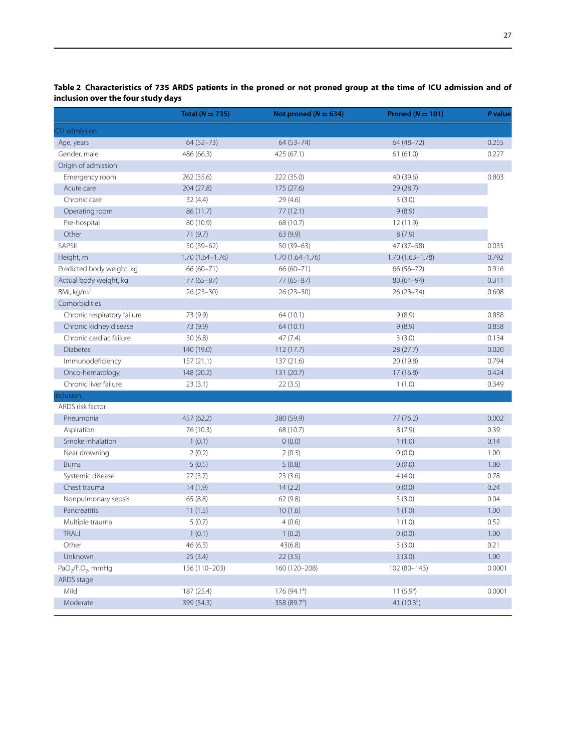**Table 2 Characteristics of 735 ARDS patients in the proned or not proned group at the time of ICU admission and of inclusion over the four study days**

| | Total (*N* = 735) | Not proned (*N* = 634) | Proned (*N* = 101) | *P* value |
|---|---|---|---|---|
| ICU admission | | | | |
| Age, years | 64 (52–73) | 64 (53–74) | 64 (48–72) | 0.255 |
| Gender, male | 486 (66.3) | 425 (67.1) | 61 (61.0) | 0.227 |
| Origin of admission | | | | |
| Emergency room | 262 (35.6) | 222 (35.0) | 40 (39.6) | 0.803 |
| Acute care | 204 (27.8) | 175 (27.6) | 29 (28.7) | |
| Chronic care | 32 (4.4) | 29 (4.6) | 3 (3.0) | |
| Operating room | 86 (11.7) | 77 (12.1) | 9 (8.9) | |
| Pre-hospital | 80 (10.9) | 68 (10.7) | 12 (11.9) | |
| Other | 71 (9.7) | 63 (9.9) | 8 (7.9) | |
| SAPSII | 50 (39–62) | 50 (39–63) | 47 (37–58) | 0.035 |
| Height, m | 1.70 (1.64–1.76) | 1.70 (1.64–1.76) | 1.70 (1.63–1.78) | 0.792 |
| Predicted body weight, kg | 66 (60–71) | 66 (60–71) | 66 (56–72) | 0.916 |
| Actual body weight, kg | 77 (65–87) | 77 (65–87) | 80 (64–94) | 0.311 |
| BMI, kg/m$^2$ | 26 (23–30) | 26 (23–30) | 26 (23–34) | 0.608 |
| Comorbidities | | | | |
| Chronic respiratory failure | 73 (9.9) | 64 (10.1) | 9 (8.9) | 0.858 |
| Chronic kidney disease | 73 (9.9) | 64 (10.1) | 9 (8.9) | 0.858 |
| Chronic cardiac failure | 50 (6.8) | 47 (7.4) | 3 (3.0) | 0.134 |
| Diabetes | 140 (19.0) | 112 (17.7) | 28 (27.7) | 0.020 |
| Immunodeficiency | 157 (21.1) | 137 (21.6) | 20 (19.8) | 0.794 |
| Onco-hematology | 148 (20.2) | 131 (20.7) | 17 (16.8) | 0.424 |
| Chronic liver failure | 23 (3.1) | 22 (3.5) | 1 (1.0) | 0.349 |
| Inclusion | | | | |
| ARDS risk factor | | | | |
| Pneumonia | 457 (62.2) | 380 (59.9) | 77 (76.2) | 0.002 |
| Aspiration | 76 (10.3) | 68 (10.7) | 8 (7.9) | 0.39 |
| Smoke inhalation | 1 (0.1) | 0 (0.0) | 1 (1.0) | 0.14 |
| Near drowning | 2 (0.2) | 2 (0.3) | 0 (0.0) | 1.00 |
| Burns | 5 (0.5) | 5 (0.8) | 0 (0.0) | 1.00 |
| Systemic disease | 27 (3.7) | 23 (3.6) | 4 (4.0) | 0.78 |
| Chest trauma | 14 (1.9) | 14 (2.2) | 0 (0.0) | 0.24 |
| Nonpulmonary sepsis | 65 (8.8) | 62 (9.8) | 3 (3.0) | 0.04 |
| Pancreatitis | 11 (1.5) | 10 (1.6) | 1 (1.0) | 1.00 |
| Multiple trauma | 5 (0.7) | 4 (0.6) | 1 (1.0) | 0.52 |
| TRALI | 1 (0.1) | 1 (0.2) | 0 (0.0) | 1.00 |
| Other | 46 (6.3) | 43(6.8) | 3 (3.0) | 0.21 |
| Unknown | 25 (3.4) | 22 (3.5) | 3 (3.0) | 1.00 |
| $PaO_2/F_IO_2$, mmHg | 156 (110–203) | 160 (120–208) | 102 (80–143) | 0.0001 |
| ARDS stage | | | | |
| Mild | 187 (25.4) | 176 (94.1[a]) | 11 (5.9[a]) | 0.0001 |
| Moderate | 399 (54.3) | 358 (89.7[a]) | 41 (10.3[a]) | |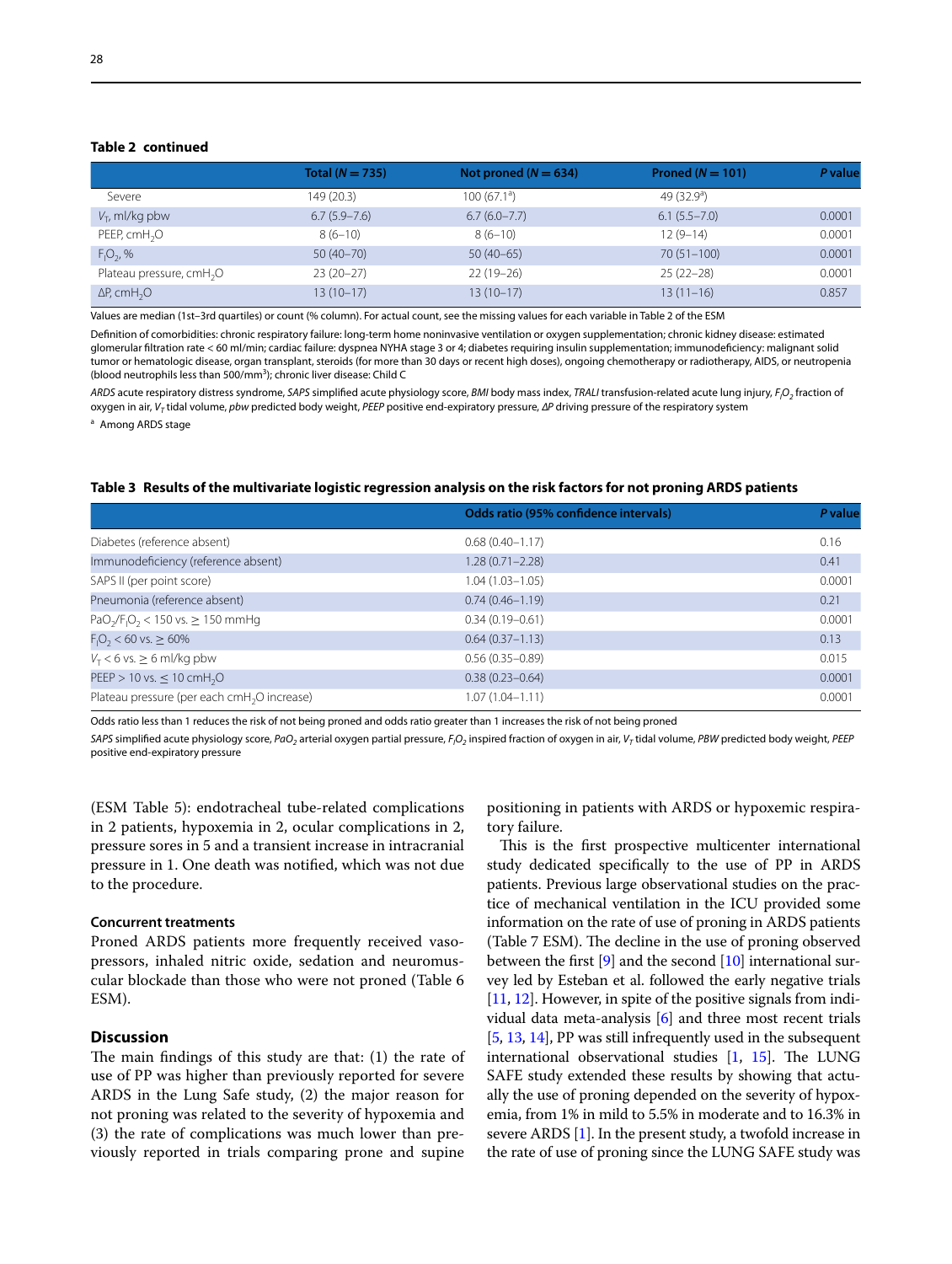**Table 2 continued**

| | Total ($N = 735$) | Not proned ($N = 634$) | Proned ($N = 101$) | P value |
|---|---|---|---|---|
| Severe | 149 (20.3) | 100 (67.1[a]) | 49 (32.9[a]) | |
| $V_T$, ml/kg pbw | 6.7 (5.9–7.6) | 6.7 (6.0–7.7) | 6.1 (5.5–7.0) | 0.0001 |
| PEEP, $cmH_2O$ | 8 (6–10) | 8 (6–10) | 12 (9–14) | 0.0001 |
| $F_IO_2$, % | 50 (40–70) | 50 (40–65) | 70 (51–100) | 0.0001 |
| Plateau pressure, $cmH_2O$ | 23 (20–27) | 22 (19–26) | 25 (22–28) | 0.0001 |
| ΔP, $cmH_2O$ | 13 (10–17) | 13 (10–17) | 13 (11–16) | 0.857 |

Values are median (1st–3rd quartiles) or count (% column). For actual count, see the missing values for each variable in Table 2 of the ESM

Definition of comorbidities: chronic respiratory failure: long-term home noninvasive ventilation or oxygen supplementation; chronic kidney disease: estimated glomerular filtration rate < 60 ml/min; cardiac failure: dyspnea NYHA stage 3 or 4; diabetes requiring insulin supplementation; immunodeficiency: malignant solid tumor or hematologic disease, organ transplant, steroids (for more than 30 days or recent high doses), ongoing chemotherapy or radiotherapy, AIDS, or neutropenia (blood neutrophils less than 500/mm³); chronic liver disease: Child C

*ARDS* acute respiratory distress syndrome, *SAPS* simplified acute physiology score, *BMI* body mass index, *TRALI* transfusion-related acute lung injury, $F_IO_2$ fraction of oxygen in air, $V_T$ tidal volume, *pbw* predicted body weight, *PEEP* positive end-expiratory pressure, *ΔP* driving pressure of the respiratory system

[a] Among ARDS stage

**Table 3 Results of the multivariate logistic regression analysis on the risk factors for not proning ARDS patients**

| | Odds ratio (95% confidence intervals) | P value |
|---|---|---|
| Diabetes (reference absent) | 0.68 (0.40–1.17) | 0.16 |
| Immunodeficiency (reference absent) | 1.28 (0.71–2.28) | 0.41 |
| SAPS II (per point score) | 1.04 (1.03–1.05) | 0.0001 |
| Pneumonia (reference absent) | 0.74 (0.46–1.19) | 0.21 |
| $PaO_2/F_IO_2 < 150$ vs. $\geq 150$ mmHg | 0.34 (0.19–0.61) | 0.0001 |
| $F_IO_2 < 60$ vs. $\geq 60$% | 0.64 (0.37–1.13) | 0.13 |
| $V_T < 6$ vs. $\geq 6$ ml/kg pbw | 0.56 (0.35–0.89) | 0.015 |
| PEEP > 10 vs. ≤ 10 $cmH_2O$ | 0.38 (0.23–0.64) | 0.0001 |
| Plateau pressure (per each $cmH_2O$ increase) | 1.07 (1.04–1.11) | 0.0001 |

Odds ratio less than 1 reduces the risk of not being proned and odds ratio greater than 1 increases the risk of not being proned

*SAPS* simplified acute physiology score, $PaO_2$ arterial oxygen partial pressure, $F_IO_2$ inspired fraction of oxygen in air, $V_T$ tidal volume, *PBW* predicted body weight, *PEEP* positive end-expiratory pressure

(ESM Table 5): endotracheal tube-related complications in 2 patients, hypoxemia in 2, ocular complications in 2, pressure sores in 5 and a transient increase in intracranial pressure in 1. One death was notified, which was not due to the procedure.

### Concurrent treatments

Proned ARDS patients more frequently received vasopressors, inhaled nitric oxide, sedation and neuromuscular blockade than those who were not proned (Table 6 ESM).

## Discussion

The main findings of this study are that: (1) the rate of use of PP was higher than previously reported for severe ARDS in the Lung Safe study, (2) the major reason for not proning was related to the severity of hypoxemia and (3) the rate of complications was much lower than previously reported in trials comparing prone and supine positioning in patients with ARDS or hypoxemic respiratory failure.

This is the first prospective multicenter international study dedicated specifically to the use of PP in ARDS patients. Previous large observational studies on the practice of mechanical ventilation in the ICU provided some information on the rate of use of proning in ARDS patients (Table 7 ESM). The decline in the use of proning observed between the first [9] and the second [10] international survey led by Esteban et al. followed the early negative trials [11, 12]. However, in spite of the positive signals from individual data meta-analysis [6] and three most recent trials [5, 13, 14], PP was still infrequently used in the subsequent international observational studies [1, 15]. The LUNG SAFE study extended these results by showing that actually the use of proning depended on the severity of hypoxemia, from 1% in mild to 5.5% in moderate and to 16.3% in severe ARDS [1]. In the present study, a twofold increase in the rate of use of proning since the LUNG SAFE study was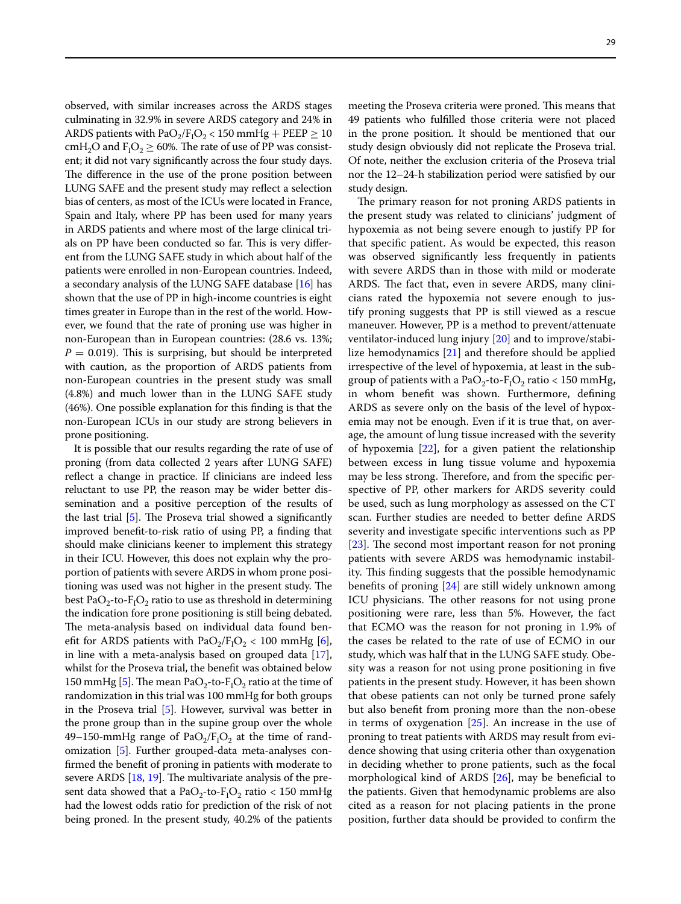observed, with similar increases across the ARDS stages culminating in 32.9% in severe ARDS category and 24% in ARDS patients with $PaO_2/F_IO_2 < 150$ mmHg + PEEP $\geq 10$ $cmH_2O$ and $F_IO_2 \geq 60\%$. The rate of use of PP was consistent; it did not vary significantly across the four study days. The difference in the use of the prone position between LUNG SAFE and the present study may reflect a selection bias of centers, as most of the ICUs were located in France, Spain and Italy, where PP has been used for many years in ARDS patients and where most of the large clinical trials on PP have been conducted so far. This is very different from the LUNG SAFE study in which about half of the patients were enrolled in non-European countries. Indeed, a secondary analysis of the LUNG SAFE database [16] has shown that the use of PP in high-income countries is eight times greater in Europe than in the rest of the world. However, we found that the rate of proning use was higher in non-European than in European countries: (28.6 vs. 13%; $P = 0.019$). This is surprising, but should be interpreted with caution, as the proportion of ARDS patients from non-European countries in the present study was small (4.8%) and much lower than in the LUNG SAFE study (46%). One possible explanation for this finding is that the non-European ICUs in our study are strong believers in prone positioning.

It is possible that our results regarding the rate of use of proning (from data collected 2 years after LUNG SAFE) reflect a change in practice. If clinicians are indeed less reluctant to use PP, the reason may be wider better dissemination and a positive perception of the results of the last trial [5]. The Proseva trial showed a significantly improved benefit-to-risk ratio of using PP, a finding that should make clinicians keener to implement this strategy in their ICU. However, this does not explain why the proportion of patients with severe ARDS in whom prone positioning was used was not higher in the present study. The best $PaO_2$-to-$F_IO_2$ ratio to use as threshold in determining the indication fore prone positioning is still being debated. The meta-analysis based on individual data found benefit for ARDS patients with $PaO_2/F_IO_2 < 100$ mmHg [6], in line with a meta-analysis based on grouped data [17], whilst for the Proseva trial, the benefit was obtained below 150 mmHg [5]. The mean $PaO_2$-to-$F_IO_2$ ratio at the time of randomization in this trial was 100 mmHg for both groups in the Proseva trial [5]. However, survival was better in the prone group than in the supine group over the whole 49–150-mmHg range of $PaO_2/F_IO_2$ at the time of randomization [5]. Further grouped-data meta-analyses confirmed the benefit of proning in patients with moderate to severe ARDS [18, 19]. The multivariate analysis of the present data showed that a $PaO_2$-to-$F_IO_2$ ratio < 150 mmHg had the lowest odds ratio for prediction of the risk of not being proned. In the present study, 40.2% of the patients meeting the Proseva criteria were proned. This means that 49 patients who fulfilled those criteria were not placed in the prone position. It should be mentioned that our study design obviously did not replicate the Proseva trial. Of note, neither the exclusion criteria of the Proseva trial nor the 12–24-h stabilization period were satisfied by our study design.

The primary reason for not proning ARDS patients in the present study was related to clinicians' judgment of hypoxemia as not being severe enough to justify PP for that specific patient. As would be expected, this reason was observed significantly less frequently in patients with severe ARDS than in those with mild or moderate ARDS. The fact that, even in severe ARDS, many clinicians rated the hypoxemia not severe enough to justify proning suggests that PP is still viewed as a rescue maneuver. However, PP is a method to prevent/attenuate ventilator-induced lung injury [20] and to improve/stabilize hemodynamics [21] and therefore should be applied irrespective of the level of hypoxemia, at least in the subgroup of patients with a $PaO_2$-to-$F_IO_2$ ratio < 150 mmHg, in whom benefit was shown. Furthermore, defining ARDS as severe only on the basis of the level of hypoxemia may not be enough. Even if it is true that, on average, the amount of lung tissue increased with the severity of hypoxemia [22], for a given patient the relationship between excess in lung tissue volume and hypoxemia may be less strong. Therefore, and from the specific perspective of PP, other markers for ARDS severity could be used, such as lung morphology as assessed on the CT scan. Further studies are needed to better define ARDS severity and investigate specific interventions such as PP [23]. The second most important reason for not proning patients with severe ARDS was hemodynamic instability. This finding suggests that the possible hemodynamic benefits of proning [24] are still widely unknown among ICU physicians. The other reasons for not using prone positioning were rare, less than 5%. However, the fact that ECMO was the reason for not proning in 1.9% of the cases be related to the rate of use of ECMO in our study, which was half that in the LUNG SAFE study. Obesity was a reason for not using prone positioning in five patients in the present study. However, it has been shown that obese patients can not only be turned prone safely but also benefit from proning more than the non-obese in terms of oxygenation [25]. An increase in the use of proning to treat patients with ARDS may result from evidence showing that using criteria other than oxygenation in deciding whether to prone patients, such as the focal morphological kind of ARDS [26], may be beneficial to the patients. Given that hemodynamic problems are also cited as a reason for not placing patients in the prone position, further data should be provided to confirm the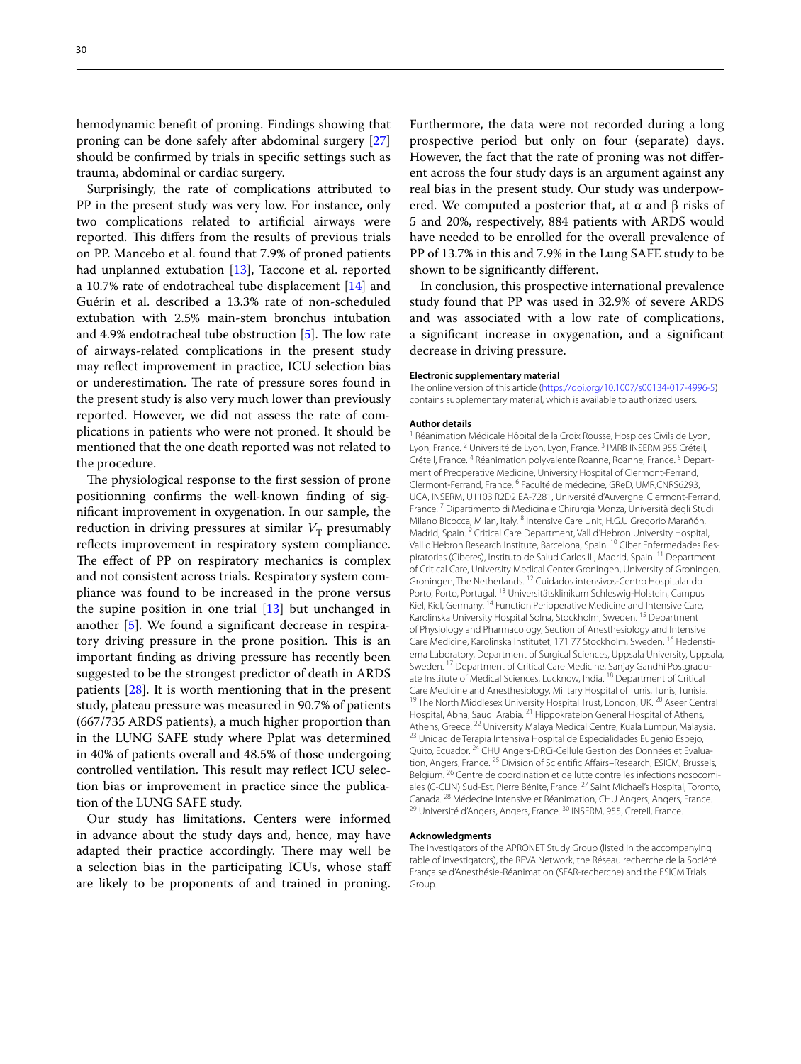hemodynamic benefit of proning. Findings showing that proning can be done safely after abdominal surgery [27] should be confirmed by trials in specific settings such as trauma, abdominal or cardiac surgery.

Surprisingly, the rate of complications attributed to PP in the present study was very low. For instance, only two complications related to artificial airways were reported. This differs from the results of previous trials on PP. Mancebo et al. found that 7.9% of proned patients had unplanned extubation [13], Taccone et al. reported a 10.7% rate of endotracheal tube displacement [14] and Guérin et al. described a 13.3% rate of non-scheduled extubation with 2.5% main-stem bronchus intubation and 4.9% endotracheal tube obstruction [5]. The low rate of airways-related complications in the present study may reflect improvement in practice, ICU selection bias or underestimation. The rate of pressure sores found in the present study is also very much lower than previously reported. However, we did not assess the rate of complications in patients who were not proned. It should be mentioned that the one death reported was not related to the procedure.

The physiological response to the first session of prone positionning confirms the well-known finding of significant improvement in oxygenation. In our sample, the reduction in driving pressures at similar $V_T$ presumably reflects improvement in respiratory system compliance. The effect of PP on respiratory mechanics is complex and not consistent across trials. Respiratory system compliance was found to be increased in the prone versus the supine position in one trial [13] but unchanged in another [5]. We found a significant decrease in respiratory driving pressure in the prone position. This is an important finding as driving pressure has recently been suggested to be the strongest predictor of death in ARDS patients [28]. It is worth mentioning that in the present study, plateau pressure was measured in 90.7% of patients (667/735 ARDS patients), a much higher proportion than in the LUNG SAFE study where Pplat was determined in 40% of patients overall and 48.5% of those undergoing controlled ventilation. This result may reflect ICU selection bias or improvement in practice since the publication of the LUNG SAFE study.

Our study has limitations. Centers were informed in advance about the study days and, hence, may have adapted their practice accordingly. There may well be a selection bias in the participating ICUs, whose staff are likely to be proponents of and trained in proning. Furthermore, the data were not recorded during a long prospective period but only on four (separate) days. However, the fact that the rate of proning was not different across the four study days is an argument against any real bias in the present study. Our study was underpowered. We computed a posterior that, at α and β risks of 5 and 20%, respectively, 884 patients with ARDS would have needed to be enrolled for the overall prevalence of PP of 13.7% in this and 7.9% in the Lung SAFE study to be shown to be significantly different.

In conclusion, this prospective international prevalence study found that PP was used in 32.9% of severe ARDS and was associated with a low rate of complications, a significant increase in oxygenation, and a significant decrease in driving pressure.

#### Electronic supplementary material

The online version of this article (https://doi.org/10.1007/s00134-017-4996-5) contains supplementary material, which is available to authorized users.

#### Author details

[1] Réanimation Médicale Hôpital de la Croix Rousse, Hospices Civils de Lyon, Lyon, France. [2] Université de Lyon, Lyon, France. [3] IMRB INSERM 955 Créteil, Créteil, France. [4] Réanimation polyvalente Roanne, Roanne, France. [5] Department of Preoperative Medicine, University Hospital of Clermont-Ferrand, Clermont-Ferrand, France. [6] Faculté de médecine, GReD, UMR,CNRS6293, UCA, INSERM, U1103 R2D2 EA-7281, Université d'Auvergne, Clermont-Ferrand, France. [7] Dipartimento di Medicina e Chirurgia Monza, Università degli Studi Milano Bicocca, Milan, Italy. [8] Intensive Care Unit, H.G.U Gregorio Marañón, Madrid, Spain. [9] Critical Care Department, Vall d'Hebron University Hospital, Vall d'Hebron Research Institute, Barcelona, Spain. [10] Ciber Enfermedades Respiratorias (Ciberes), Instituto de Salud Carlos III, Madrid, Spain. [11] Department of Critical Care, University Medical Center Groningen, University of Groningen, Groningen, The Netherlands. [12] Cuidados intensivos-Centro Hospitalar do Porto, Porto, Portugal. [13] Universitätsklinikum Schleswig-Holstein, Campus Kiel, Kiel, Germany. [14] Function Perioperative Medicine and Intensive Care, Karolinska University Hospital Solna, Stockholm, Sweden. [15] Department of Physiology and Pharmacology, Section of Anesthesiology and Intensive Care Medicine, Karolinska Institutet, 171 77 Stockholm, Sweden. [16] Hedenstierna Laboratory, Department of Surgical Sciences, Uppsala University, Uppsala, Sweden. [17] Department of Critical Care Medicine, Sanjay Gandhi Postgraduate Institute of Medical Sciences, Lucknow, India. [18] Department of Critical Care Medicine and Anesthesiology, Military Hospital of Tunis, Tunis, Tunisia. [19] The North Middlesex University Hospital Trust, London, UK. [20] Aseer Central Hospital, Abha, Saudi Arabia. [21] Hippokrateion General Hospital of Athens, Athens, Greece. [22] University Malaya Medical Centre, Kuala Lumpur, Malaysia. [23] Unidad de Terapia Intensiva Hospital de Especialidades Eugenio Espejo, Quito, Ecuador. [24] CHU Angers-DRCi-Cellule Gestion des Données et Evaluation, Angers, France. [25] Division of Scientific Affairs–Research, ESICM, Brussels, Belgium. [26] Centre de coordination et de lutte contre les infections nosocomiales (C-CLIN) Sud-Est, Pierre Bénite, France. [27] Saint Michael's Hospital, Toronto, Canada. [28] Médecine Intensive et Réanimation, CHU Angers, Angers, France. [29] Université d'Angers, Angers, France. [30] INSERM, 955, Creteil, France.

#### Acknowledgments

The investigators of the APRONET Study Group (listed in the accompanying table of investigators), the REVA Network, the Réseau recherche de la Société Française d'Anesthésie-Réanimation (SFAR-recherche) and the ESICM Trials Group.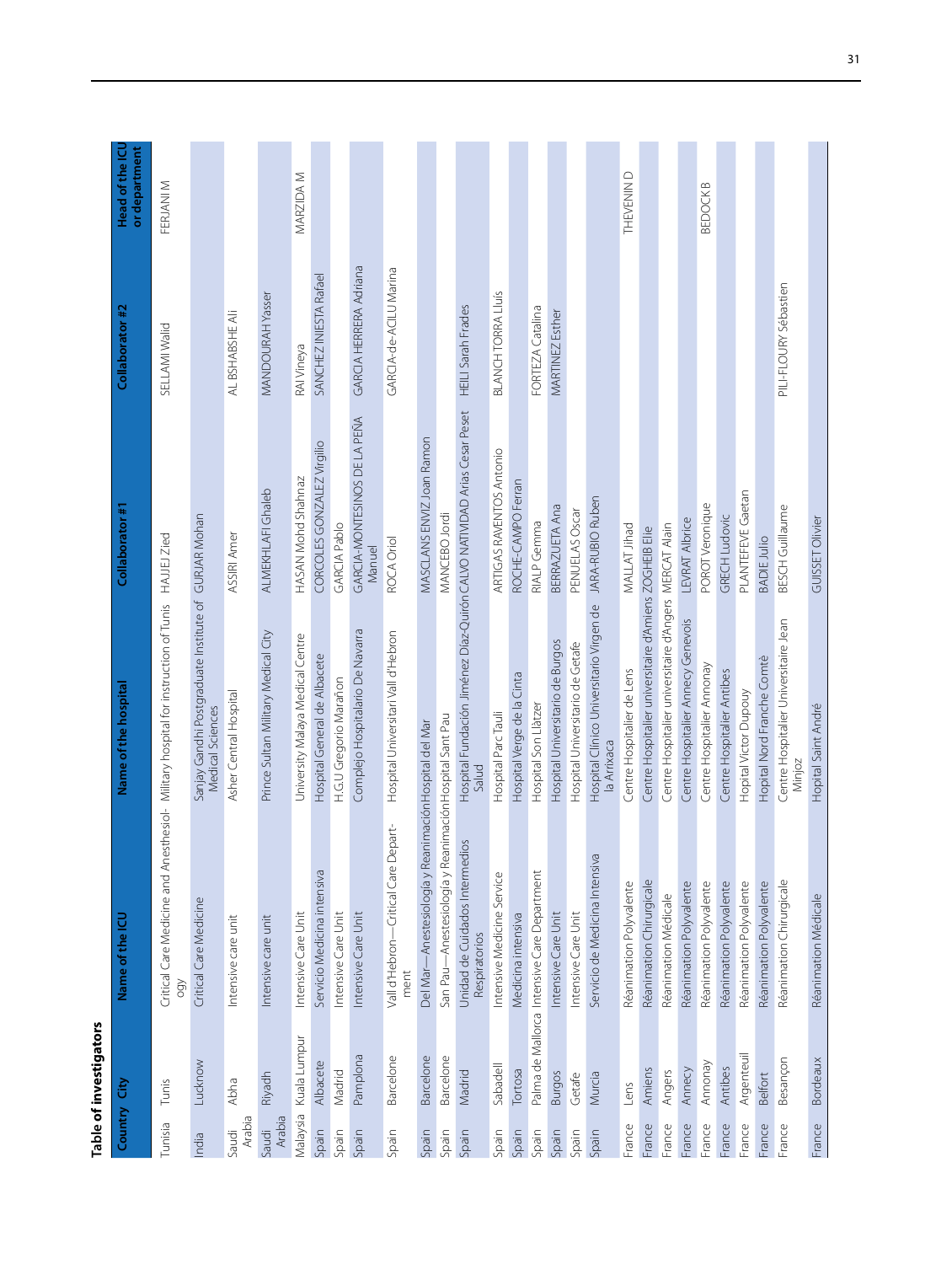**Table of investigators**

| Country | City | Name of the ICU | Name of the hospital | Collaborator #1 | Collaborator #2 | Head of the ICU or department |
|---|---|---|---|---|---|---|
| Tunisia | Tunis | Critical Care Medicine and Anesthesiology | Military hospital for instruction of Tunis | HAJJEJ Zied | SELLAMI Walid | FERJANI M |
| India | Lucknow | Critical Care Medicine | Sanjay Gandhi Postgraduate Institute of Medical Sciences | GURJAR Mohan | | |
| Saudi Arabia | Abha | Intensive care unit | Asher Central Hospital | ASSIRI Amer | AL BSHABSHE Ali | |
| Saudi Arabia | Riyadh | Intensive care unit | Prince Sultan Military Medical City | ALMEKHLAFI Ghaleb | MANDOURAH Yasser | |
| Malaysia | Kuala Lumpur | Intensive Care Unit | University Malaya Medical Centre | HASAN Mohd Shahnaz | RAI Vineya | MARZIDA M |
| Spain | Albacete | Servicio Medicina intensiva | Hospital General de Albacete | CORCOLES GONZALEZ Virgilio | SANCHEZ INIESTA Rafael | |
| Spain | Madrid | Intensive Care Unit | H.G.U Gregorio Marañon | GARCIA Pablo | | |
| Spain | Pamplona | Intensive Care Unit | Complejo Hospitalario De Navarra | GARCIA-MONTESINOS DE LA PEÑA Manuel | GARCIA HERRERA Adriana | |
| Spain | Barcelone | Vall d'Hebron—Critical Care Department | Hospital Universitari Vall d'Hebron | ROCA Oriol | GARCIA-de-ACILU Marina | |
| Spain | Barcelone | Del Mar—Anestesiología y Reanimación | Hospital del Mar | MASCLANS ENVIZ Joan Ramon | | |
| Spain | Barcelone | San Pau—Anestesiología y Reanimación | Hospital Sant Pau | MANCEBO Jordi | | |
| Spain | Madrid | Unidad de Cuidados Intermedios Respiratorios | Hospital Fundación Jiménez Díaz-Quirón Salud | CALVO NATIVIDAD Arias Cesar Peset | HEILI Sarah Frades | |
| Spain | Sabadell | Intensive Medicine Service | Hospital Parc Tauli | ARTIGAS RAVENTOS Antonio | BLANCH TORRA Lluís | |
| Spain | Tortosa | Medicina intensiva | Hospital Verge de la Cinta | ROCHE-CAMPO Ferran | | |
| Spain | Palma de Mallorca | Intensive Care Department | Hospital Son Llàtzer | RIALP Gemma | FORTEZA Catalina | |
| Spain | Burgos | Intensive Care Unit | Hospital Universitario de Burgos | BERRAZUETA Ana | MARTINEZ Esther | |
| Spain | Getafe | Intensive Care Unit | Hospital Universitario de Getafe | PENUELAS Oscar | | |
| Spain | Murcia | Servicio de Medicina Intensiva | Hospital Clínico Universitario Virgen de la Arrixaca | JARA-RUBIO Ruben | | |
| France | Lens | Réanimation Polyvalente | Centre Hospitalier de Lens | MALLAT Jihad | | THEVENIN D |
| France | Amiens | Réanimation Chirurgicale | Centre Hospitalier universitaire d'Amiens | ZOGHEIB Elie | | |
| France | Angers | Réanimation Médicale | Centre Hospitalier universitaire d'Angers | MERCAT Alain | | |
| France | Annecy | Réanimation Polyvalente | Centre Hospitalier Annecy Genevois | LEVRAT Albrice | | |
| France | Annonay | Réanimation Polyvalente | Centre Hospitalier Annonay | POROT Veronique | | BEDOCK B |
| France | Antibes | Réanimation Polyvalente | Centre Hospitalier Antibes | GRECH Ludovic | | |
| France | Argenteuil | Réanimation Polyvalente | Hopital Victor Dupouy | PLANTEFEVE Gaetan | | |
| France | Belfort | Réanimation Polyvalente | Hopital Nord Franche Comté | BADIE Julio | | |
| France | Besançon | Réanimation Chirurgicale | Centre Hospitalier Universitaire Jean Minjoz | BESCH Guillaume | PILI-FLOURY Sébastien | |
| France | Bordeaux | Réanimation Médicale | Hopital Saint André | GUISSET Olivier | | |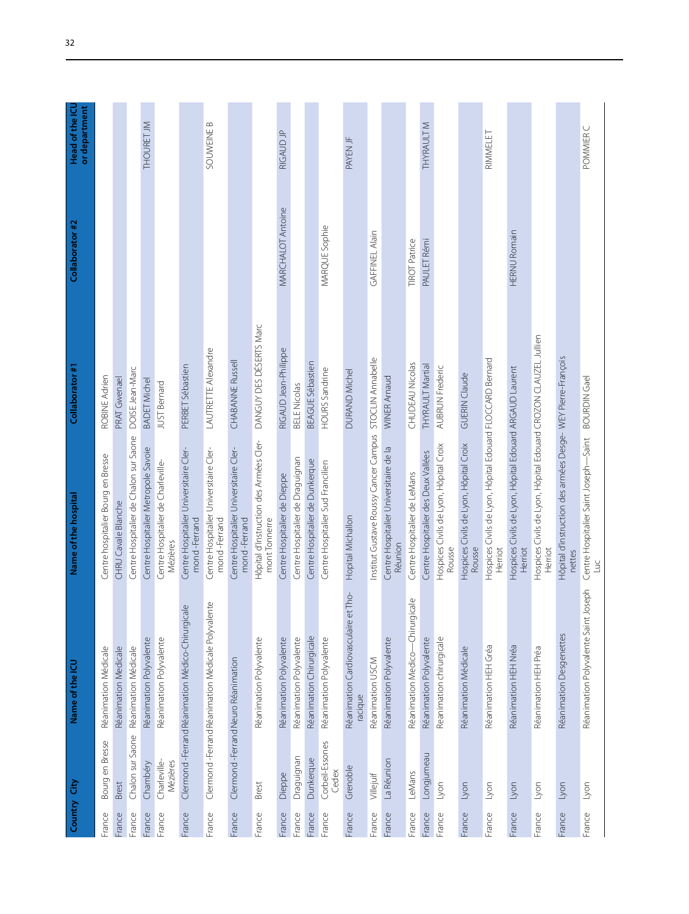| Country | City | Name of the ICU | Name of the hospital | Collaborator #1 | Collaborator #2 | Head of the ICU or department |
|---|---|---|---|---|---|---|
| France | Bourg en Bresse | Réanimation Médicale | Centre hospitalier Bourg en Bresse | ROBINE Adrien | | |
| France | Brest | Réanimation Medicale | CHRU Cavale Blanche | PRAT Gwenael | | |
| France | Chalon sur Saone | Réanimation Médicale | Centre Hospitalier de Chalon sur Saone | DOISE Jean-Marc | | |
| France | Chambéry | Réanimation Polyvalente | Centre Hospitalier Metropole Savoie | BADET Michel | | THOURET JM |
| France | Charleville-Mézières | Réanimation Polyvalente | Centre Hospitalier de Charleville-Mézières | JUST Bernard | | |
| France | Clermond -Ferrand | Réanimation Médico-Chirurgicale | Centre Hospitalier Universitaire Clermond -Ferrand | PERBET Sébastien | | |
| France | Clermond -Ferrand | Réanimation Médicale Polyvalente | Centre Hospitalier Universitaire Clermond -Ferrand | LAUTRETTE Alexandre | | SOUWEINE B |
| France | Clermond -Ferrand | Neuro Réanimation | Centre Hospitalier Universitaire Clermond -Ferrand | CHABANNE Russell | | |
| France | Brest | Réanimation Polyvalente | Hôpital d'Instruction des Armées Clermont Tonnerre | DANGUY DES DÉSERTS Marc | | |
| France | Dieppe | Réanimation Polyvalente | Centre Hospitalier de Dieppe | RIGAUD Jean-Philippe | MARCHALOT Antoine | RIGAUD JP |
| France | Draguignan | Réanimation Polyvalente | Centre Hospitalier de Draguignan | BELE Nicolas | | |
| France | Dunkerque | Réanimation Chirurgicale | Centre Hospitalier de Dunkerque | BEAGUE Sébastien | | |
| France | Corbeil-Essones Cedex | Réanimation Polyvalente | Centre Hospitalier Sud Francilien | HOURS Sandrine | MARQUE Sophie | |
| France | Grenoble | Réanimation Cardiovasculaire et Thoracique | Hopital Michallon | DURAND Michel | | PAYEN JF |
| France | Villejuif | Réanimation USCM | Institut Gustave Roussy Cancer Campus | STOCLIN Annabelle | GAFFINEL Alain | |
| France | La Réunion | Réanimation Polyvalente | Centre Hospitalier Universitaire de la Réunion | WINER Arnaud | | |
| France | LeMans | Réanimation Medico—Chirurgicale | Centre Hospitalier de LeMans | CHUDEAU Nicolas | TIROT Patrice | |
| France | Longjumeau | Réanimation Polyvalente | Centre Hospitalier des Deux Vallées | THYRAULT Martial | PAULET Rémi | THYRAULT M |
| France | Lyon | Reanimation chirurgicale | Hospices Civils de Lyon, Hôpital Croix Rousse | AUBRUN Frederic | | |
| France | Lyon | Réanimation Médicale | Hospices Civils de Lyon, Hôpital Croix Rousse | GUERIN Claude | | |
| France | Lyon | Réanimation HEH Gréa | Hospices Civils de Lyon, Hôpital Edouard Herriot | FLOCCARD Bernard | | RIMMELET |
| France | Lyon | Réanimation HEH Nréa | Hospices Civils de Lyon, Hôpital Edouard Herriot | ARGAUD Laurent | HERNU Romain | |
| France | Lyon | Réanimation HEH Préa | Hospices Civils de Lyon, Hôpital Edouard Herriot | CROZON CLAUZEL Jullien | | |
| France | Lyon | Réanimation Desgenettes | Hôpital d'instruction des armées Desgenettes | WEY Pierre-François | | |
| France | Lyon | Réanimation Polyvalente Saint Joseph | Centre Hospitalier Saint Joseph—Saint Luc | BOURDIN Gael | | POMMIER C |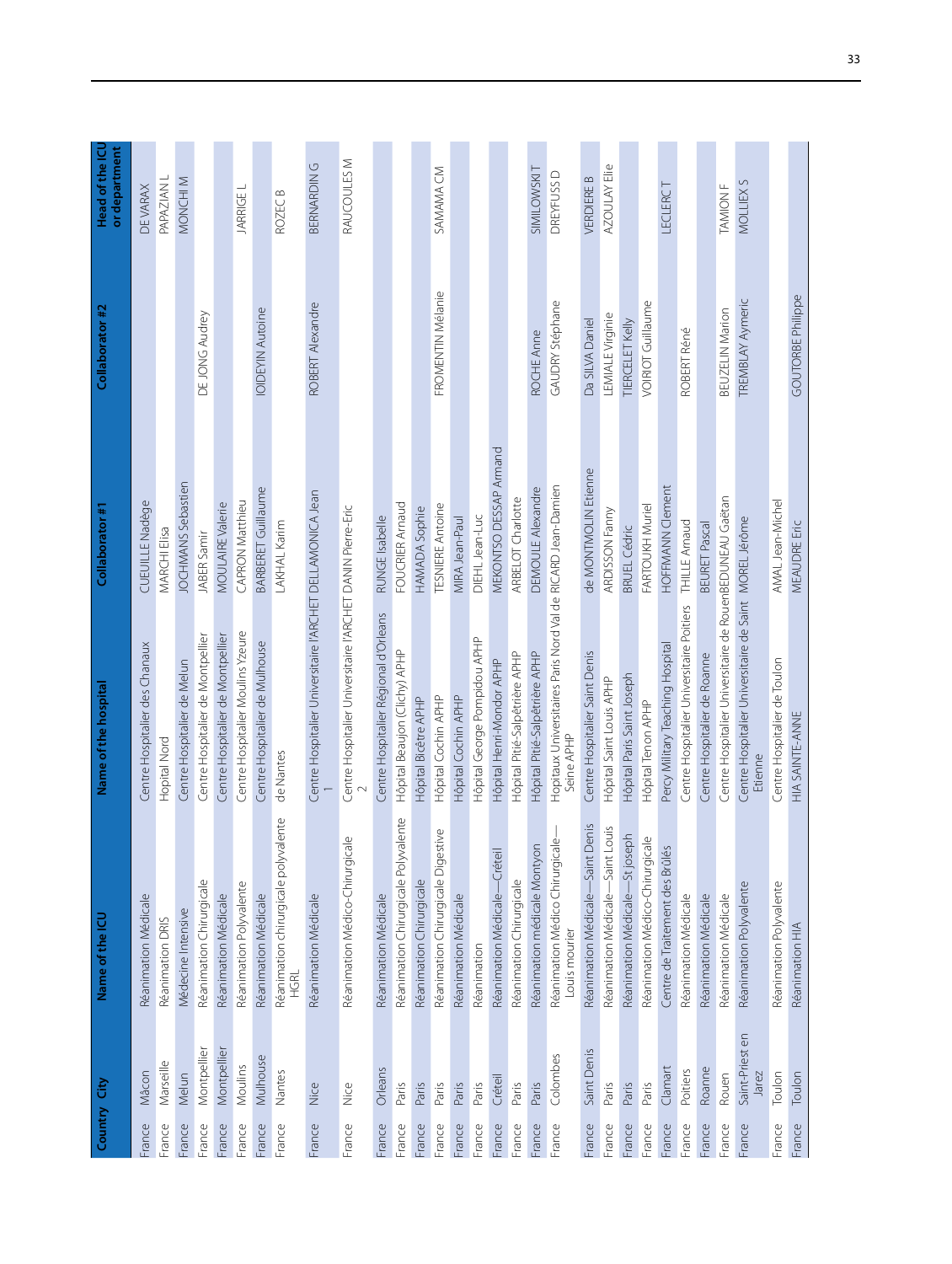| Country | City | Name of the ICU | Name of the hospital | Collaborator #1 | Collaborator #2 | Head of the ICU or department |
|---|---|---|---|---|---|---|
| France | Mâcon | Réanimation Médicale | Centre Hospitalier des Chanaux | CUEUILLE Nadège | | DE VARAX |
| France | Marseille | Réanimation DRIS | Hopital Nord | MARCHI Elisa | | PAPAZIAN L |
| France | Melun | Médecine Intensive | Centre Hospitalier de Melun | JOCHMANS Sebastien | | MONCHI M |
| France | Montpellier | Réanimation Chirurgicale | Centre Hospitalier de Montpellier | JABER Samir | DE JONG Audrey | |
| France | Montpellier | Réanimation Médicale | Centre Hospitalier de Montpellier | MOULAIRE Valerie | | |
| France | Moulins | Réanimation Polyvalente | Centre Hospitalier Moulins Yzeure | CAPRON Matthieu | | JARRIGE L |
| France | Mulhouse | Réanimation Médicale | Centre Hospitalier de Mulhouse | BARBERET Guillaume | IOIDEVIN Autoine | |
| France | Nantes | Réanimation chirurgicale polyvalente HGRL | de Nantes | LAKHAL Karim | | ROZEC B |
| France | Nice | Réanimation Médicale | Centre Hospitalier Universitaire l'ARCHET 1 | DELLAMONICA Jean | ROBERT Alexandre | BERNARDIN G |
| France | Nice | Réanimation Médico-Chirurgicale | Centre Hospitalier Universitaire l'ARCHET 2 | DANIN Pierre-Eric | | RAUCOULES M |
| France | Orleans | Réanimation Médicale | Centre Hospitalier Régional d'Orleans | RUNGE Isabelle | | |
| France | Paris | Réanimation Chirurgicale Polyvalente | Hôpital Beaujon (Clichy) APHP | FOUCRIER Arnaud | | |
| France | Paris | Réanimation Chirurgicale | Hôpital Bicêtre APHP | HAMADA Sophie | | |
| France | Paris | Réanimation Chirurgicale Digestive | Hôpital Cochin APHP | TESNIERE Antoine | FROMENTIN Mélanie | SAMAMA CM |
| France | Paris | Réanimation Médicale | Hôpital Cochin APHP | MIRA Jean-Paul | | |
| France | Paris | Réanimation | Hôpital George Pompidou APHP | DIEHL Jean-Luc | | |
| France | Créteil | Réanimation Médicale—Créteil | Hôpital Henri-Mondor APHP | MEKONTSO DESSAP Armand | | |
| France | Paris | Réanimation Chirurgicale | Hôpital Pitié-Salpêtrière APHP | ARBELOT Charlotte | | |
| France | Paris | Réanimation médicale Montyon | Hôpital Pitié-Salpêtrière APHP | DEMOULE Alexandre | ROCHE Anne | SIMILOWSKI T |
| France | Colombes | Réanimation Médico Chirurgicale—Louis mourier | Hopitaux Universitaires Paris Nord Val de Seine APHP | RICARD Jean-Damien | GAUDRY Stéphane | DREYFUSS D |
| France | Saint Denis | Réanimation Médicale—Saint Denis | Centre Hospitalier Saint Denis | de MONTMOLIN Etienne | Da SILVA Daniel | VERDIERE B |
| France | Paris | Réanimation Médicale—Saint Louis | Hôpital Saint Louis APHP | ARDISSON Fanny | LEMIALE Virginie | AZOULAY Elie |
| France | Paris | Réanimation Médicale—St joseph | Hôpital Paris Saint Joseph | BRUEL Cédric | TIERCELET Kelly | |
| France | Paris | Réanimation Médico-Chirurgicale | Hôpital Tenon APHP | FARTOUKH Muriel | VOIRIOT Guillaume | |
| France | Clamart | Centre de Traitement des Brûlés | Percy Military Teaching Hospital | HOFFMANN Clement | | LECLERC T |
| France | Poitiers | Réanimation Médicale | Centre Hospitalier Universitaire Poitiers | THILLE Arnaud | ROBERT Réné | |
| France | Roanne | Réanimation Médicale | Centre Hospitalier de Roanne | BEURET Pascal | | |
| France | Rouen | Réanimation Médicale | Centre Hospitalier Universitaire de Rouen | BEDUNEAU Gaëtan | BEUZELIN Marion | TAMION F |
| France | Saint-Priest en Jarez | Réanimation Polyvalente | Centre Hospitalier Universitaire de Saint Etienne | MOREL Jérôme | TREMBLAY Aymeric | MOLLIEX S |
| France | Toulon | Réanimation Polyvalente | Centre Hospitalier de Toulon | AMAL Jean-Michel | | |
| France | Toulon | Réanimation HIA | HIA SAINTE-ANNE | MEAUDRE Eric | GOUTORBE Philippe | |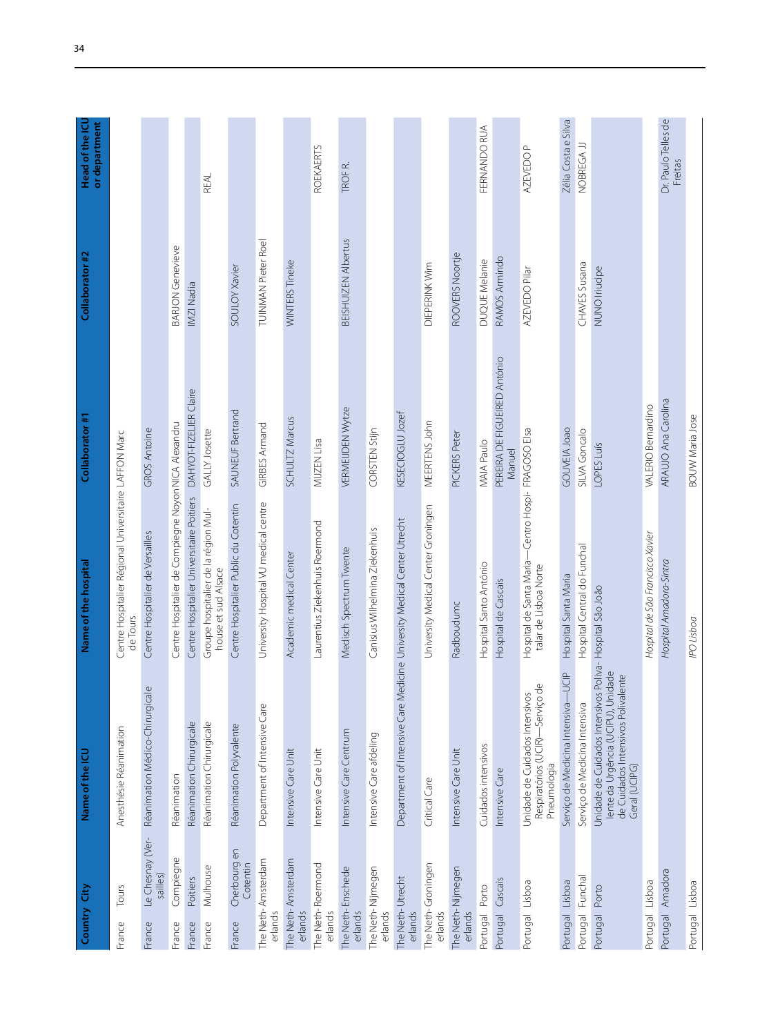| Country | City | Name of the ICU | Name of the hospital | Collaborator #1 | Collaborator #2 | Head of the ICU or department |
|---|---|---|---|---|---|---|
| France | Tours | Anesthésie Réanimation | Centre Hospitalier Régional Universitaire de Tours | LAFFON Marc | | |
| France | Le Chesnay (Versailles) | Réanimation Médico-Chirurgicale | Centre Hospitalier de Versailles | GROS Antoine | | |
| France | Compiegne | Réanimation | Centre Hospitalier de Compiegne Noyon | NICA Alexandru | BARJON Genevieve | |
| France | Poitiers | Réanimation Chirurgicale | Centre Hospitalier Universitaire Poitiers | DAHYOT-FIZELIER Claire | IMZI Nadia | |
| France | Mulhouse | Réanimation Chirurgicale | Groupe hospitalier de la région Mulhouse et sud Alsace | GALLY Josette | | REAL |
| France | Cherbourg en Cotentin | Réanimation Polyvalente | Centre Hospitalier Public du Cotentin | SAUNEUF Bertrand | SOULOY Xavier | |
| The Netherlands | Amsterdam | Department of Intensive Care | University Hospital VU medical centre | GIRBES Armand | TUINMAN Pieter Roel | |
| The Netherlands | Amsterdam | Intensive Care Unit | Academic medical Center | SCHULTZ Marcus | WINTERS Tineke | |
| The Netherlands | Roermond | Intensive Care Unit | Laurentius Ziekenhuis Roermond | MIJZEN Lisa | | ROEKAERTS |
| The Netherlands | Enschede | Intensive Care Centrum | Medisch Spectrum Twente | VERMEIJDEN Wytze | BEISHUIZEN Albertus | TROF R. |
| The Netherlands | Nijmegen | Intensive Care afdeling | Canisius Wilhelmina Ziekenhuis | CORSTEN Stijn | | |
| The Netherlands | Utrecht | Department of Intensive Care Medicine | University Medical Center Utrecht | KESECIOGLU Jozef | | |
| The Netherlands | Groningen | Critical Care | University Medical Center Groningen | MEERTENS John | DIEPERINK Wim | |
| The Netherlands | Nijmegen | Intensive Care Unit | Radboudumc | PICKERS Peter | ROOVERS Noortje | |
| Portugal | Porto | Cuidados intensivos | Hospital Santo António | MAIA Paulo | DUQUE Melanie | FERNANDO RUA |
| Portugal | Cascais | Intensive Care | Hospital de Cascais | PEREIRA DE FIGUEIRED António Manuel | RAMOS Armindo | |
| Portugal | Lisboa | Unidade de Cuidados Intensivos Respiratórios (UCIR)—Serviço de Pneumologia | Hospital de Santa Maria—Centro Hospitalar de Lisboa Norte | FRAGOSO Elsa | AZEVEDO Pilar | AZEVEDO P |
| Portugal | Lisboa | Serviço de Medicina Intensiva—UCIP | Hospital Santa Maria | GOUVEIA Joao | | Zélia Costa e Silva |
| Portugal | Funchal | Serviço de Medicina Intensiva | Hospital Central do Funchal | SILVA Goncalo | CHAVES Susana | NOBREGA JJ |
| Portugal | Porto | Unidade de Cuidados Intensivos Polivalente da Urgência (UCIPU), Unidade de Cuidados Intensivos Polivalente Geral (UCIPG) | Hospital São João | LOPES Luís | NUNO Iriucipe | |
| Portugal | Lisboa | | *Hospital de São Francisco Xavier* | VALERIO Bernardino | | |
| Portugal | Amadora | | *Hospital Amadora-Sintra* | ARAUJO Ana Carolina | | Dr. Paulo Telles de Freitas |
| Portugal | Lisboa | | *IPO Lisboa* | BOUW Maria Jose | | |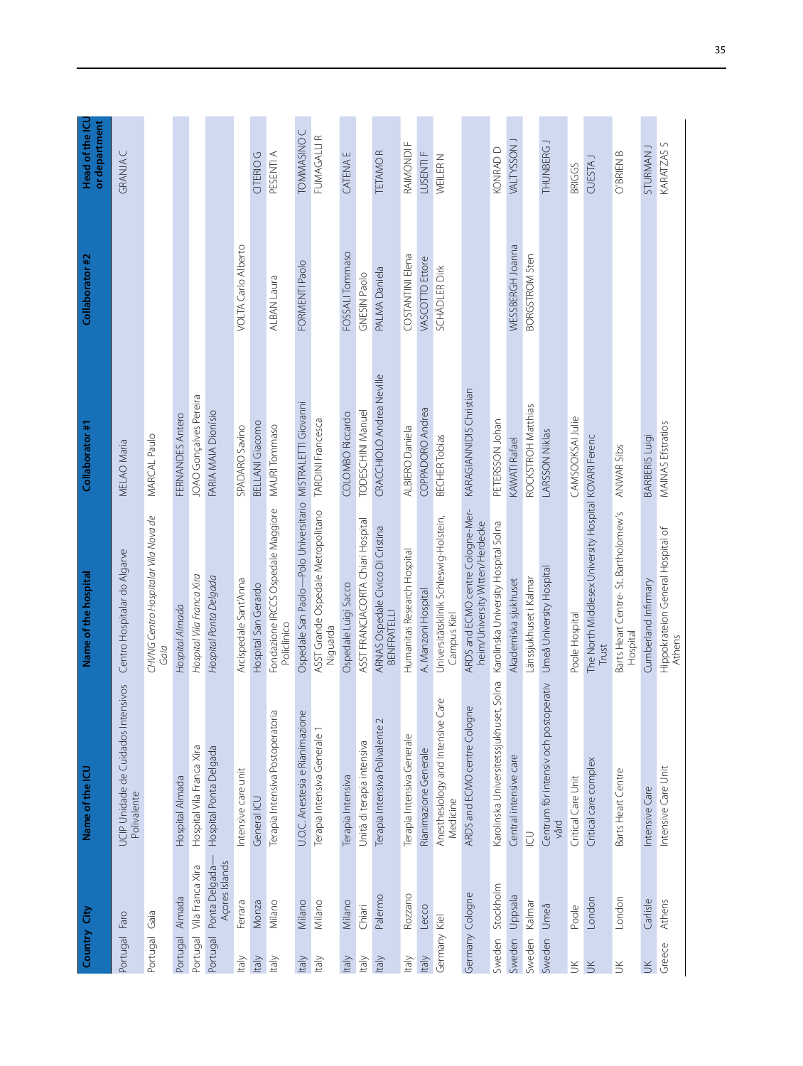| Country | City | Name of the ICU | Name of the hospital | Collaborator #1 | Collaborator #2 | Head of the ICU or department |
|---|---|---|---|---|---|---|
| Portugal | Faro | UCIP Unidade de Cuidados Intensivos Polivalente | Centro Hospitalar do Algarve | MELAO Maria | | GRANJA C |
| Portugal | Gaia | | *CHVNG Centro Hospitalar Vila Nova de Gaia* | MARCAL Paulo | | |
| Portugal | Almada | Hospital Almada | *Hospital Almada* | FERNANDES Antero | | |
| Portugal | Vila Franca Xira | Hospital Vila Franca Xira | *Hospital Vila Franca Xira* | JOAO Gonçalves Pereira | | |
| Portugal | Ponta Delgada—Açores Islands | Hospital Ponta Delgada | *Hospital Ponta Delgada* | FARIA MAIA Dionísio | | |
| Italy | Ferrara | Intensive care unit | Arcispedale Sant'Anna | SPADARO Savino | VOLTA Carlo Alberto | |
| Italy | Monza | General ICU | Hospital San Gerardo | BELLANI Giacomo | | CITERIO G |
| Italy | Milano | Terapia Intensiva Postoperatoria | Fondazione IRCCS Ospedale Maggiore Policlinico | MAURI Tommaso | ALBAN Laura | PESENTI A |
| Italy | Milano | U.O.C. Anestesia e Rianimazione | Ospedale San Paolo—Polo Universitario | MISTRALETTI Giovanni | FORMENTI Paolo | TOMMASINO C |
| Italy | Milano | Terapia Intensiva Generale 1 | ASST Grande Ospedale Metropolitano Niguarda | TARDINI Francesca | | FUMAGALLI R |
| Italy | Milano | Terapia Intensiva | Ospedale Luigi Sacco | COLOMBO Riccardo | FOSSALI Tommaso | CATENA E |
| Italy | Chiari | Unità di terapia intensiva | ASST FRANCIACORTA Chiari Hospital | TODESCHINI Manuel | GNESIN Paolo | |
| Italy | Palermo | Terapia Intensiva Polivalente 2 | ARNAS Ospedale Civico Di Cristina BENFRATELLI | CRACCHIOLO Andrea Neville | PALMA Daniela | TETAMO R |
| Italy | Rozzano | Terapia Intensiva Generale | Humanitas Research Hospital | ALBIERO Daniela | COSTANTINI Elena | RAIMONDI F |
| Italy | Lecco | Rianimazione Generale | A. Manzoni Hospital | COPPADORO Andrea | VASCOTTO Ettore | LUSENTI F |
| Germany | Kiel | Anesthesiology and Intensive Care Medicine | Universitätsklinik Schleswig-Holstein, Campus Kiel | BECHER Tobias | SCHÄDLER Dirk | WEILER N |
| Germany | Cologne | ARDS and ECMO centre Cologne | ARDS and ECMO centre Cologne-Merheim/University Witten/Herdecke | KARAGIANNIDIS Christian | | |
| Sweden | Stockholm | Karolinska Universitetssjukhuset, Solna | Karolinska University Hospital Solna | PETERSSON Johan | | KONRAD D |
| Sweden | Uppsala | Central intensive care | Akademiska sjukhuset | KAWATI Rafael | WESSBERGH Joanna | VALTYSSON J |
| Sweden | Kalmar | ICU | Länssjukhuset i Kalmar | ROCKSTROH Matthias | BORGSTROM Sten | |
| Sweden | Umeå | Centrum för intensiv och postoperativ vård | Umeå University Hospital | LARSSON Niklas | | THUNBERG J |
| UK | Poole | Critical Care Unit | Poole Hospital | CAMSOOKSAI Julie | | BRIGGS |
| UK | London | Critical care complex | The North Middlesex University Hospital Trust | KOVARI Ferenc | | CUESTA J |
| UK | London | Barts Heart Centre | Barts Heart Centre- St. Bartholomew's Hospital | ANWAR Sibs | | O'BRIEN B |
| UK | Carlisle | Intensive Care | Cumberland Infirmary | BARBERIS Luigi | | STURMAN J |
| Greece | Athens | Intensive Care Unit | Hippokrateion General Hospital of Athens | MAINAS Efstratios | | KARATZAS S |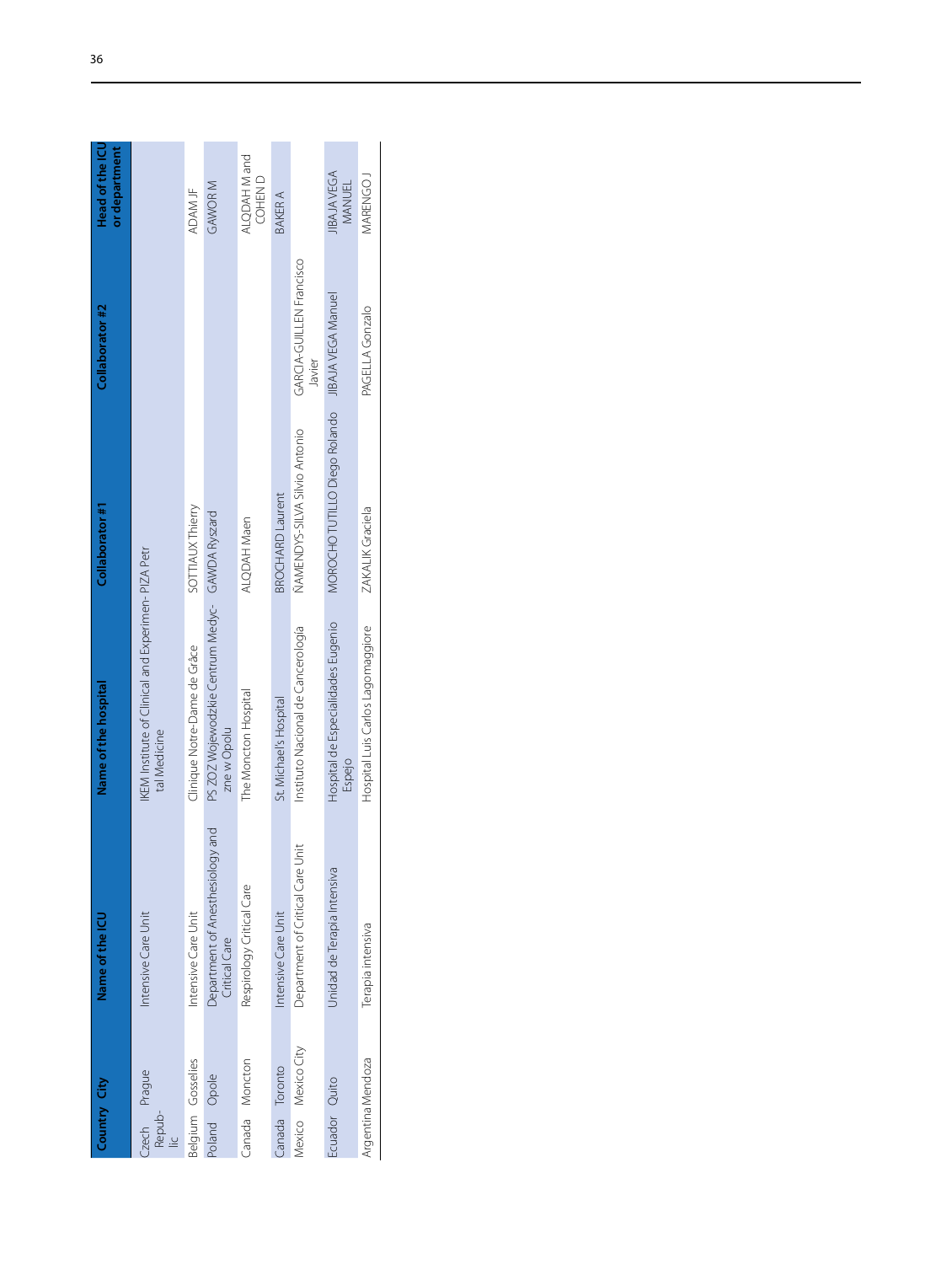| Country | City | Name of the ICU | Name of the hospital | Collaborator #1 | Collaborator #2 | Head of the ICU or department |
|---|---|---|---|---|---|---|
| Czech Republic | Prague | Intensive Care Unit | IKEM Institute of Clinical and Experimental Medicine | PIZA Petr | | |
| Belgium | Gosselies | Intensive Care Unit | Clinique Notre-Dame de Grâce | SOTTIAUX Thierry | | ADAM JF |
| Poland | Opole | Department of Anesthesiology and Critical Care | PS ZOZ Wojewodzkie Centrum Medyczne w Opolu | GAWDA Ryszard | | GAWOR M |
| Canada | Moncton | Respirology Critical Care | The Moncton Hospital | ALQDAH Maen | | ALQDAH M and COHEN D |
| Canada | Toronto | Intensive Care Unit | St. Michael's Hospital | BROCHARD Laurent | | BAKER A |
| Mexico | Mexico City | Department of Critical Care Unit | Instituto Nacional de Cancerología | ÑAMENDYS-SILVA Silvio Antonio | GARCIA-GUILLEN Francisco Javier | |
| Ecuador | Quito | Unidad de Terapia Intensiva | Hospital de Especialidades Eugenio Espejo | MOROCHO TUTILLO Diego Rolando | JIBAJA VEGA Manuel | JIBAJA VEGA MANUEL |
| Argentina | Mendoza | Terapia intensiva | Hospital Luis Carlos Lagomaggiore | ZAKALIK Graciela | PAGELLA Gonzalo | MARENGO J |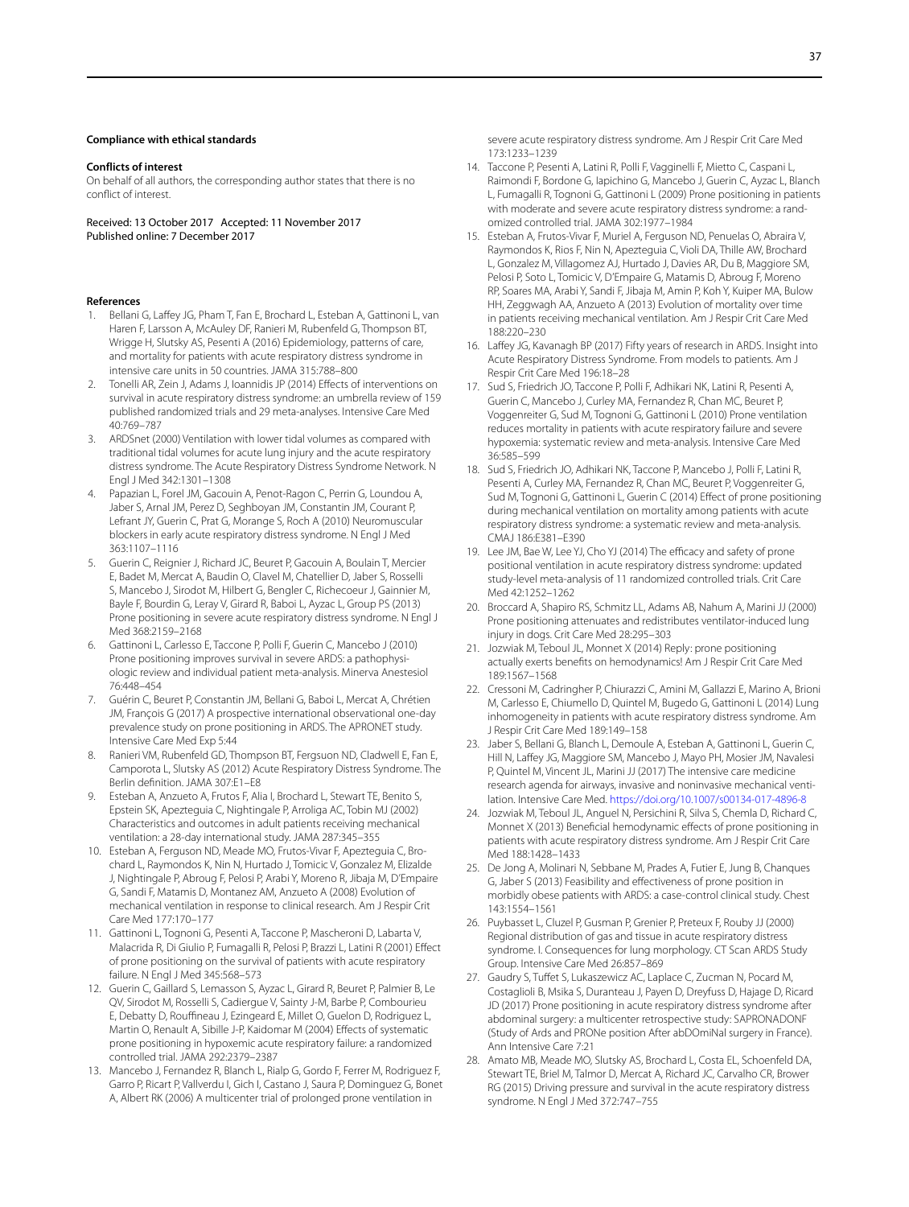**Compliance with ethical standards**

**Conflicts of interest**

On behalf of all authors, the corresponding author states that there is no conflict of interest.

Received: 13 October 2017 Accepted: 11 November 2017
Published online: 7 December 2017

**References**

1. Bellani G, Laffey JG, Pham T, Fan E, Brochard L, Esteban A, Gattinoni L, van Haren F, Larsson A, McAuley DF, Ranieri M, Rubenfeld G, Thompson BT, Wrigge H, Slutsky AS, Pesenti A (2016) Epidemiology, patterns of care, and mortality for patients with acute respiratory distress syndrome in intensive care units in 50 countries. JAMA 315:788–800
2. Tonelli AR, Zein J, Adams J, Ioannidis JP (2014) Effects of interventions on survival in acute respiratory distress syndrome: an umbrella review of 159 published randomized trials and 29 meta-analyses. Intensive Care Med 40:769–787
3. ARDSnet (2000) Ventilation with lower tidal volumes as compared with traditional tidal volumes for acute lung injury and the acute respiratory distress syndrome. The Acute Respiratory Distress Syndrome Network. N Engl J Med 342:1301–1308
4. Papazian L, Forel JM, Gacouin A, Penot-Ragon C, Perrin G, Loundou A, Jaber S, Arnal JM, Perez D, Seghboyan JM, Constantin JM, Courant P, Lefrant JY, Guerin C, Prat G, Morange S, Roch A (2010) Neuromuscular blockers in early acute respiratory distress syndrome. N Engl J Med 363:1107–1116
5. Guerin C, Reignier J, Richard JC, Beuret P, Gacouin A, Boulain T, Mercier E, Badet M, Mercat A, Baudin O, Clavel M, Chatellier D, Jaber S, Rosselli S, Mancebo J, Sirodot M, Hilbert G, Bengler C, Richecoeur J, Gainnier M, Bayle F, Bourdin G, Leray V, Girard R, Baboi L, Ayzac L, Group PS (2013) Prone positioning in severe acute respiratory distress syndrome. N Engl J Med 368:2159–2168
6. Gattinoni L, Carlesso E, Taccone P, Polli F, Guerin C, Mancebo J (2010) Prone positioning improves survival in severe ARDS: a pathophysiologic review and individual patient meta-analysis. Minerva Anestesiol 76:448–454
7. Guérin C, Beuret P, Constantin JM, Bellani G, Baboi L, Mercat A, Chrétien JM, François G (2017) A prospective international observational one-day prevalence study on prone positioning in ARDS. The APRONET study. Intensive Care Med Exp 5:44
8. Ranieri VM, Rubenfeld GD, Thompson BT, Fergsuon ND, Cladwell E, Fan E, Camporota L, Slutsky AS (2012) Acute Respiratory Distress Syndrome. The Berlin definition. JAMA 307:E1–E8
9. Esteban A, Anzueto A, Frutos F, Alia I, Brochard L, Stewart TE, Benito S, Epstein SK, Apezteguia C, Nightingale P, Arroliga AC, Tobin MJ (2002) Characteristics and outcomes in adult patients receiving mechanical ventilation: a 28-day international study. JAMA 287:345–355
10. Esteban A, Ferguson ND, Meade MO, Frutos-Vivar F, Apezteguia C, Brochard L, Raymondos K, Nin N, Hurtado J, Tomicic V, Gonzalez M, Elizalde J, Nightingale P, Abroug F, Pelosi P, Arabi Y, Moreno R, Jibaja M, D'Empaire G, Sandi F, Matamis D, Montanez AM, Anzueto A (2008) Evolution of mechanical ventilation in response to clinical research. Am J Respir Crit Care Med 177:170–177
11. Gattinoni L, Tognoni G, Pesenti A, Taccone P, Mascheroni D, Labarta V, Malacrida R, Di Giulio P, Fumagalli R, Pelosi P, Brazzi L, Latini R (2001) Effect of prone positioning on the survival of patients with acute respiratory failure. N Engl J Med 345:568–573
12. Guerin C, Gaillard S, Lemasson S, Ayzac L, Girard R, Beuret P, Palmier B, Le QV, Sirodot M, Rosselli S, Cadiergue V, Sainty J-M, Barbe P, Combourieu E, Debatty D, Rouffineau J, Ezingeard E, Millet O, Guelon D, Rodriguez L, Martin O, Renault A, Sibille J-P, Kaidomar M (2004) Effects of systematic prone positioning in hypoxemic acute respiratory failure: a randomized controlled trial. JAMA 292:2379–2387
13. Mancebo J, Fernandez R, Blanch L, Rialp G, Gordo F, Ferrer M, Rodriguez F, Garro P, Ricart P, Vallverdu I, Gich I, Castano J, Saura P, Dominguez G, Bonet A, Albert RK (2006) A multicenter trial of prolonged prone ventilation in severe acute respiratory distress syndrome. Am J Respir Crit Care Med 173:1233–1239
14. Taccone P, Pesenti A, Latini R, Polli F, Vagginelli F, Mietto C, Caspani L, Raimondi F, Bordone G, Iapichino G, Mancebo J, Guerin C, Ayzac L, Blanch L, Fumagalli R, Tognoni G, Gattinoni L (2009) Prone positioning in patients with moderate and severe acute respiratory distress syndrome: a randomized controlled trial. JAMA 302:1977–1984
15. Esteban A, Frutos-Vivar F, Muriel A, Ferguson ND, Penuelas O, Abraira V, Raymondos K, Rios F, Nin N, Apezteguia C, Violi DA, Thille AW, Brochard L, Gonzalez M, Villagomez AJ, Hurtado J, Davies AR, Du B, Maggiore SM, Pelosi P, Soto L, Tomicic V, D'Empaire G, Matamis D, Abroug F, Moreno RP, Soares MA, Arabi Y, Sandi F, Jibaja M, Amin P, Koh Y, Kuiper MA, Bulow HH, Zeggwagh AA, Anzueto A (2013) Evolution of mortality over time in patients receiving mechanical ventilation. Am J Respir Crit Care Med 188:220–230
16. Laffey JG, Kavanagh BP (2017) Fifty years of research in ARDS. Insight into Acute Respiratory Distress Syndrome. From models to patients. Am J Respir Crit Care Med 196:18–28
17. Sud S, Friedrich JO, Taccone P, Polli F, Adhikari NK, Latini R, Pesenti A, Guerin C, Mancebo J, Curley MA, Fernandez R, Chan MC, Beuret P, Voggenreiter G, Sud M, Tognoni G, Gattinoni L (2010) Prone ventilation reduces mortality in patients with acute respiratory failure and severe hypoxemia: systematic review and meta-analysis. Intensive Care Med 36:585–599
18. Sud S, Friedrich JO, Adhikari NK, Taccone P, Mancebo J, Polli F, Latini R, Pesenti A, Curley MA, Fernandez R, Chan MC, Beuret P, Voggenreiter G, Sud M, Tognoni G, Gattinoni L, Guerin C (2014) Effect of prone positioning during mechanical ventilation on mortality among patients with acute respiratory distress syndrome: a systematic review and meta-analysis. CMAJ 186:E381–E390
19. Lee JM, Bae W, Lee YJ, Cho YJ (2014) The efficacy and safety of prone positional ventilation in acute respiratory distress syndrome: updated study-level meta-analysis of 11 randomized controlled trials. Crit Care Med 42:1252–1262
20. Broccard A, Shapiro RS, Schmitz LL, Adams AB, Nahum A, Marini JJ (2000) Prone positioning attenuates and redistributes ventilator-induced lung injury in dogs. Crit Care Med 28:295–303
21. Jozwiak M, Teboul JL, Monnet X (2014) Reply: prone positioning actually exerts benefits on hemodynamics! Am J Respir Crit Care Med 189:1567–1568
22. Cressoni M, Cadringher P, Chiurazzi C, Amini M, Gallazzi E, Marino A, Brioni M, Carlesso E, Chiumello D, Quintel M, Bugedo G, Gattinoni L (2014) Lung inhomogeneity in patients with acute respiratory distress syndrome. Am J Respir Crit Care Med 189:149–158
23. Jaber S, Bellani G, Blanch L, Demoule A, Esteban A, Gattinoni L, Guerin C, Hill N, Laffey JG, Maggiore SM, Mancebo J, Mayo PH, Mosier JM, Navalesi P, Quintel M, Vincent JL, Marini JJ (2017) The intensive care medicine research agenda for airways, invasive and noninvasive mechanical ventilation. Intensive Care Med. https://doi.org/10.1007/s00134-017-4896-8
24. Jozwiak M, Teboul JL, Anguel N, Persichini R, Silva S, Chemla D, Richard C, Monnet X (2013) Beneficial hemodynamic effects of prone positioning in patients with acute respiratory distress syndrome. Am J Respir Crit Care Med 188:1428–1433
25. De Jong A, Molinari N, Sebbane M, Prades A, Futier E, Jung B, Chanques G, Jaber S (2013) Feasibility and effectiveness of prone position in morbidly obese patients with ARDS: a case-control clinical study. Chest 143:1554–1561
26. Puybasset L, Cluzel P, Gusman P, Grenier P, Preteux F, Rouby JJ (2000) Regional distribution of gas and tissue in acute respiratory distress syndrome. I. Consequences for lung morphology. CT Scan ARDS Study Group. Intensive Care Med 26:857–869
27. Gaudry S, Tuffet S, Lukaszewicz AC, Laplace C, Zucman N, Pocard M, Costaglioli B, Msika S, Duranteau J, Payen D, Dreyfuss D, Hajage D, Ricard JD (2017) Prone positioning in acute respiratory distress syndrome after abdominal surgery: a multicenter retrospective study: SAPRONADONF (Study of Ards and PRONe position After abDOmiNal surgery in France). Ann Intensive Care 7:21
28. Amato MB, Meade MO, Slutsky AS, Brochard L, Costa EL, Schoenfeld DA, Stewart TE, Briel M, Talmor D, Mercat A, Richard JC, Carvalho CR, Brower RG (2015) Driving pressure and survival in the acute respiratory distress syndrome. N Engl J Med 372:747–755